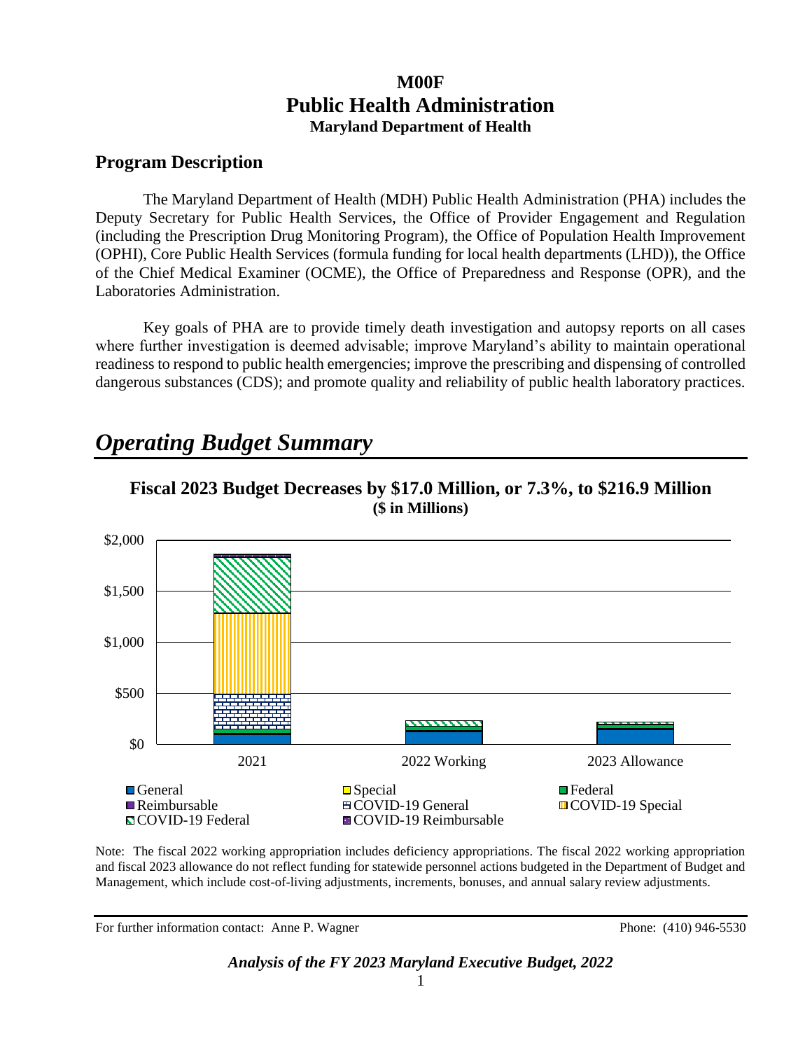# M00F
# Public Health Administration
### Maryland Department of Health

## Program Description

The Maryland Department of Health (MDH) Public Health Administration (PHA) includes the Deputy Secretary for Public Health Services, the Office of Provider Engagement and Regulation (including the Prescription Drug Monitoring Program), the Office of Population Health Improvement (OPHI), Core Public Health Services (formula funding for local health departments (LHD)), the Office of the Chief Medical Examiner (OCME), the Office of Preparedness and Response (OPR), and the Laboratories Administration.

Key goals of PHA are to provide timely death investigation and autopsy reports on all cases where further investigation is deemed advisable; improve Maryland's ability to maintain operational readiness to respond to public health emergencies; improve the prescribing and dispensing of controlled dangerous substances (CDS); and promote quality and reliability of public health laboratory practices.

# *Operating Budget Summary*

**Fiscal 2023 Budget Decreases by $17.0 Million, or 7.3%, to $216.9 Million**
**($ in Millions)**

Note: The fiscal 2022 working appropriation includes deficiency appropriations. The fiscal 2022 working appropriation and fiscal 2023 allowance do not reflect funding for statewide personnel actions budgeted in the Department of Budget and Management, which include cost-of-living adjustments, increments, bonuses, and annual salary review adjustments.

For further information contact: Anne P. Wagner Phone: (410) 946-5530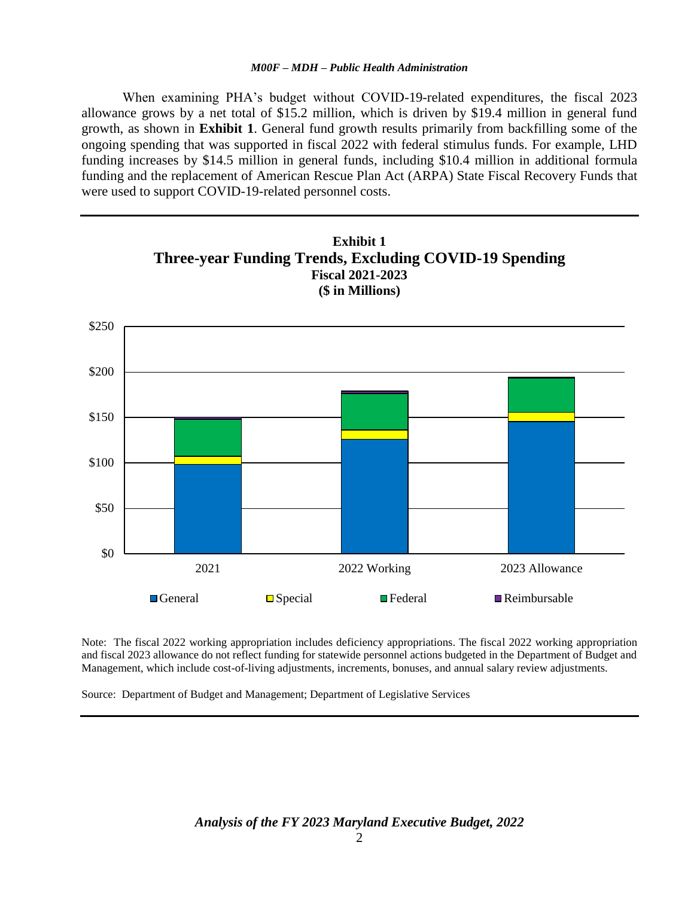When examining PHA's budget without COVID-19-related expenditures, the fiscal 2023 allowance grows by a net total of $15.2 million, which is driven by $19.4 million in general fund growth, as shown in **Exhibit 1**. General fund growth results primarily from backfilling some of the ongoing spending that was supported in fiscal 2022 with federal stimulus funds. For example, LHD funding increases by $14.5 million in general funds, including $10.4 million in additional formula funding and the replacement of American Rescue Plan Act (ARPA) State Fiscal Recovery Funds that were used to support COVID-19-related personnel costs.

**Exhibit 1**
**Three-year Funding Trends, Excluding COVID-19 Spending**
**Fiscal 2021-2023**
**($ in Millions)**

$250
$200
$150
$100
$50
$0

2021 | 2022 Working | 2023 Allowance

General | Special | Federal | Reimbursable

Note: The fiscal 2022 working appropriation includes deficiency appropriations. The fiscal 2022 working appropriation and fiscal 2023 allowance do not reflect funding for statewide personnel actions budgeted in the Department of Budget and Management, which include cost-of-living adjustments, increments, bonuses, and annual salary review adjustments.

Source: Department of Budget and Management; Department of Legislative Services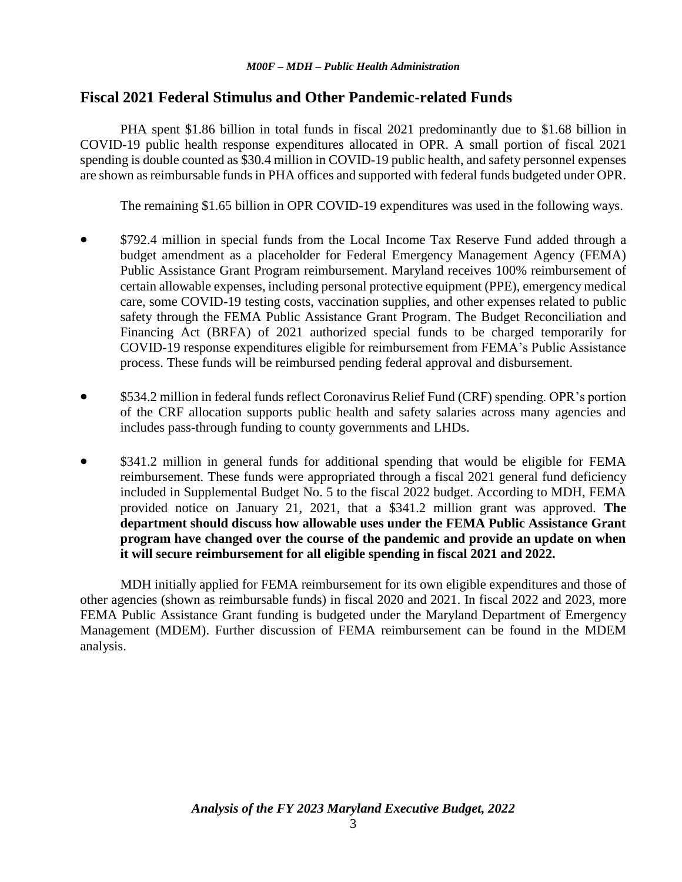## Fiscal 2021 Federal Stimulus and Other Pandemic-related Funds

PHA spent $1.86 billion in total funds in fiscal 2021 predominantly due to $1.68 billion in COVID-19 public health response expenditures allocated in OPR. A small portion of fiscal 2021 spending is double counted as $30.4 million in COVID-19 public health, and safety personnel expenses are shown as reimbursable funds in PHA offices and supported with federal funds budgeted under OPR.

The remaining $1.65 billion in OPR COVID-19 expenditures was used in the following ways.

- $792.4 million in special funds from the Local Income Tax Reserve Fund added through a budget amendment as a placeholder for Federal Emergency Management Agency (FEMA) Public Assistance Grant Program reimbursement. Maryland receives 100% reimbursement of certain allowable expenses, including personal protective equipment (PPE), emergency medical care, some COVID-19 testing costs, vaccination supplies, and other expenses related to public safety through the FEMA Public Assistance Grant Program. The Budget Reconciliation and Financing Act (BRFA) of 2021 authorized special funds to be charged temporarily for COVID-19 response expenditures eligible for reimbursement from FEMA's Public Assistance process. These funds will be reimbursed pending federal approval and disbursement.

- $534.2 million in federal funds reflect Coronavirus Relief Fund (CRF) spending. OPR's portion of the CRF allocation supports public health and safety salaries across many agencies and includes pass-through funding to county governments and LHDs.

- $341.2 million in general funds for additional spending that would be eligible for FEMA reimbursement. These funds were appropriated through a fiscal 2021 general fund deficiency included in Supplemental Budget No. 5 to the fiscal 2022 budget. According to MDH, FEMA provided notice on January 21, 2021, that a $341.2 million grant was approved. **The department should discuss how allowable uses under the FEMA Public Assistance Grant program have changed over the course of the pandemic and provide an update on when it will secure reimbursement for all eligible spending in fiscal 2021 and 2022.**

MDH initially applied for FEMA reimbursement for its own eligible expenditures and those of other agencies (shown as reimbursable funds) in fiscal 2020 and 2021. In fiscal 2022 and 2023, more FEMA Public Assistance Grant funding is budgeted under the Maryland Department of Emergency Management (MDEM). Further discussion of FEMA reimbursement can be found in the MDEM analysis.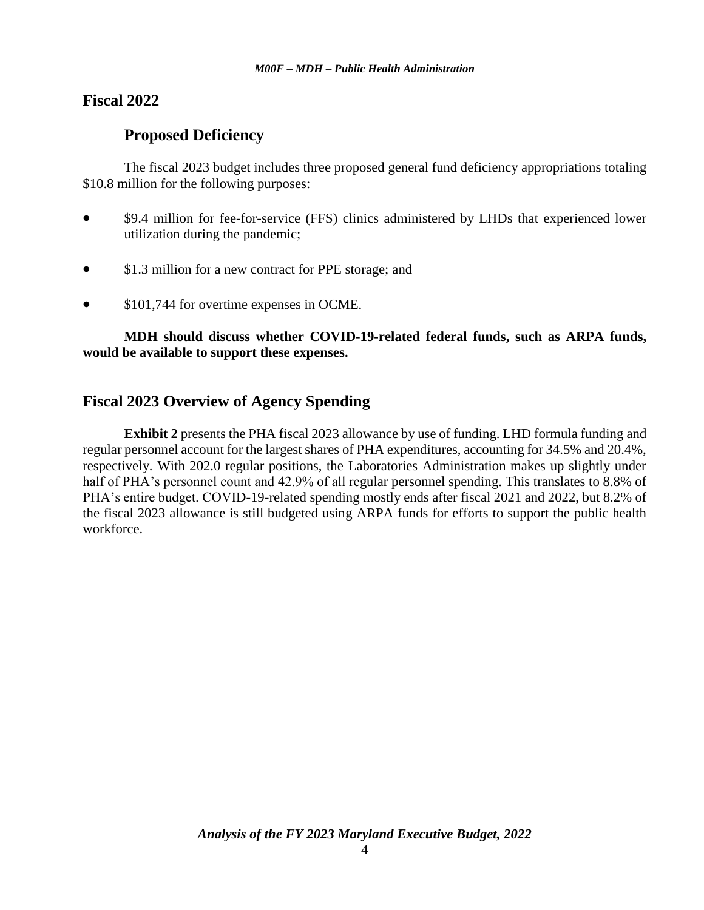## Fiscal 2022

### Proposed Deficiency

The fiscal 2023 budget includes three proposed general fund deficiency appropriations totaling $10.8 million for the following purposes:

- $9.4 million for fee-for-service (FFS) clinics administered by LHDs that experienced lower utilization during the pandemic;
- $1.3 million for a new contract for PPE storage; and
- $101,744 for overtime expenses in OCME.

**MDH should discuss whether COVID-19-related federal funds, such as ARPA funds, would be available to support these expenses.**

## Fiscal 2023 Overview of Agency Spending

**Exhibit 2** presents the PHA fiscal 2023 allowance by use of funding. LHD formula funding and regular personnel account for the largest shares of PHA expenditures, accounting for 34.5% and 20.4%, respectively. With 202.0 regular positions, the Laboratories Administration makes up slightly under half of PHA's personnel count and 42.9% of all regular personnel spending. This translates to 8.8% of PHA's entire budget. COVID-19-related spending mostly ends after fiscal 2021 and 2022, but 8.2% of the fiscal 2023 allowance is still budgeted using ARPA funds for efforts to support the public health workforce.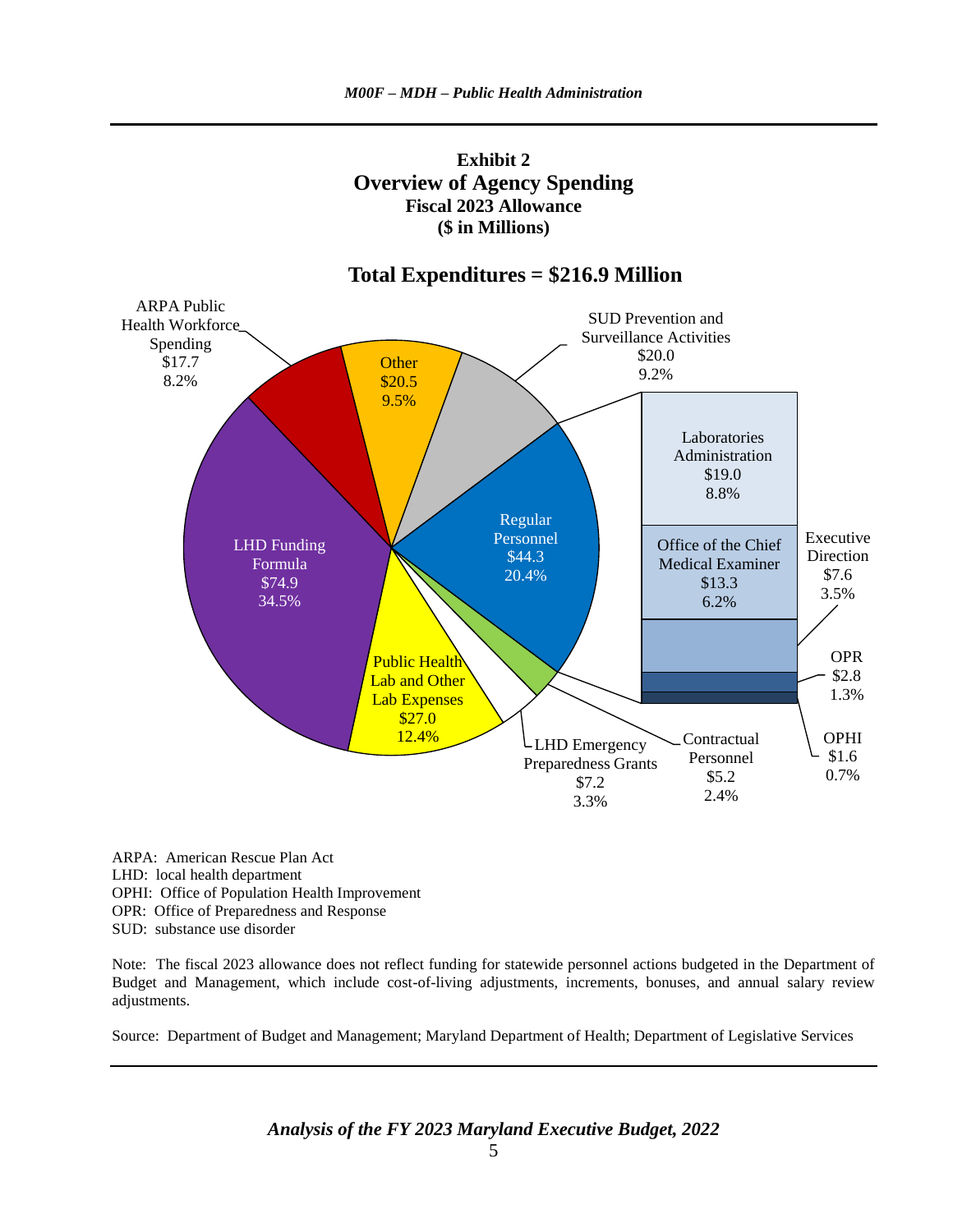**Exhibit 2**
**Overview of Agency Spending**
**Fiscal 2023 Allowance**
**($ in Millions)**

**Total Expenditures = $216.9 Million**

| Category | Amount ($ in Millions) | Percent |
|---|---|---|
| LHD Funding Formula | $74.9 | 34.5% |
| Regular Personnel | $44.3 | 20.4% |
| – Laboratories Administration | $19.0 | 8.8% |
| – Office of the Chief Medical Examiner | $13.3 | 6.2% |
| – Executive Direction | $7.6 | 3.5% |
| – OPR | $2.8 | 1.3% |
| – OPHI | $1.6 | 0.7% |
| Public Health Lab and Other Lab Expenses | $27.0 | 12.4% |
| Other | $20.5 | 9.5% |
| SUD Prevention and Surveillance Activities | $20.0 | 9.2% |
| ARPA Public Health Workforce Spending | $17.7 | 8.2% |
| LHD Emergency Preparedness Grants | $7.2 | 3.3% |
| Contractual Personnel | $5.2 | 2.4% |

ARPA: American Rescue Plan Act
LHD: local health department
OPHI: Office of Population Health Improvement
OPR: Office of Preparedness and Response
SUD: substance use disorder

Note: The fiscal 2023 allowance does not reflect funding for statewide personnel actions budgeted in the Department of Budget and Management, which include cost-of-living adjustments, increments, bonuses, and annual salary review adjustments.

Source: Department of Budget and Management; Maryland Department of Health; Department of Legislative Services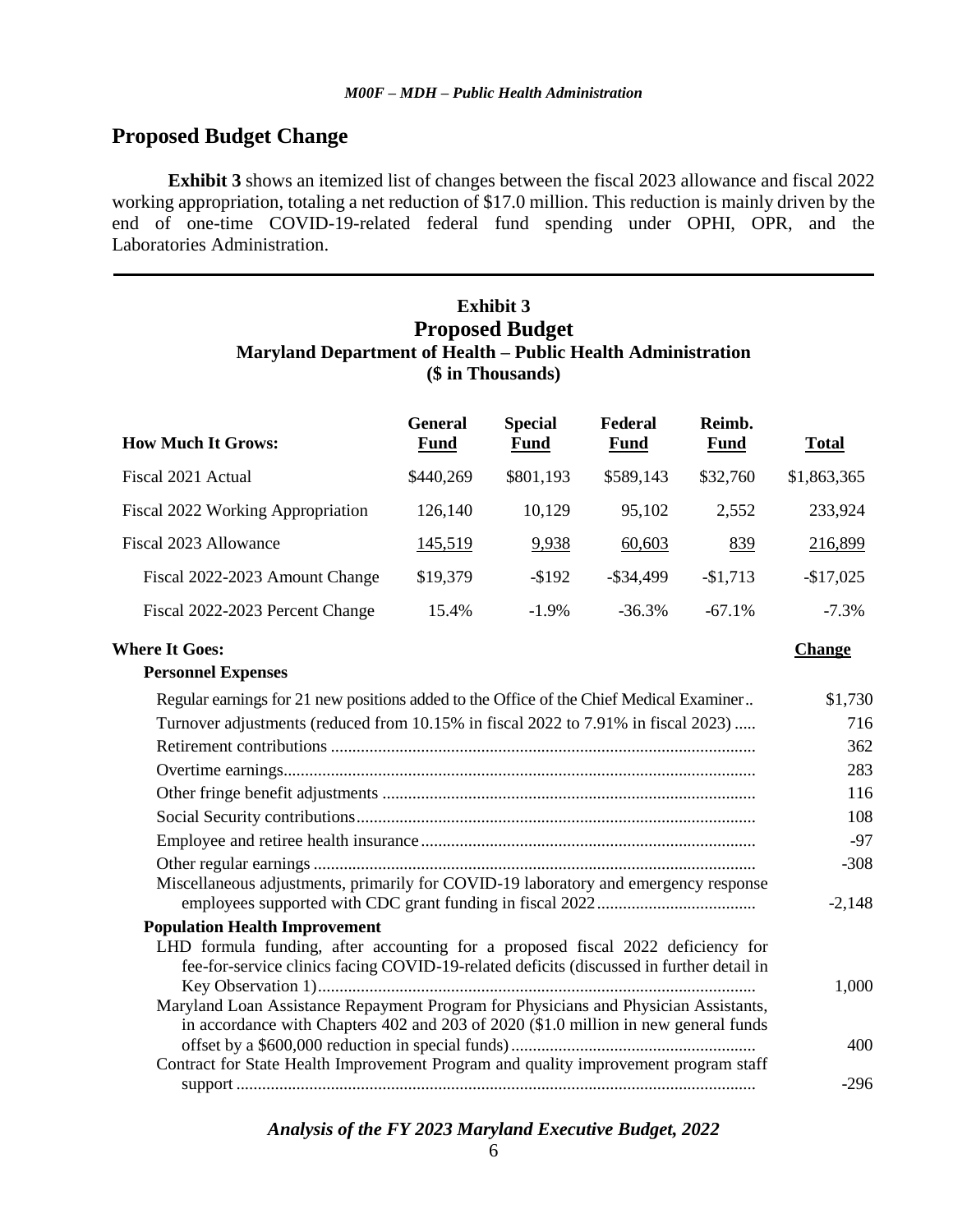## Proposed Budget Change

**Exhibit 3** shows an itemized list of changes between the fiscal 2023 allowance and fiscal 2022 working appropriation, totaling a net reduction of $17.0 million. This reduction is mainly driven by the end of one-time COVID-19-related federal fund spending under OPHI, OPR, and the Laboratories Administration.

### Exhibit 3
### Proposed Budget
### Maryland Department of Health – Public Health Administration
### ($ in Thousands)

| How Much It Grows: | General Fund | Special Fund | Federal Fund | Reimb. Fund | Total |
|---|---|---|---|---|---|
| Fiscal 2021 Actual | $440,269 | $801,193 | $589,143 | $32,760 | $1,863,365 |
| Fiscal 2022 Working Appropriation | 126,140 | 10,129 | 95,102 | 2,552 | 233,924 |
| Fiscal 2023 Allowance | 145,519 | 9,938 | 60,603 | 839 | 216,899 |
| Fiscal 2022-2023 Amount Change | $19,379 | -$192 | -$34,499 | -$1,713 | -$17,025 |
| Fiscal 2022-2023 Percent Change | 15.4% | -1.9% | -36.3% | -67.1% | -7.3% |

| Where It Goes: | Change |
|---|---|
| **Personnel Expenses** | |
| Regular earnings for 21 new positions added to the Office of the Chief Medical Examiner | $1,730 |
| Turnover adjustments (reduced from 10.15% in fiscal 2022 to 7.91% in fiscal 2023) | 716 |
| Retirement contributions | 362 |
| Overtime earnings | 283 |
| Other fringe benefit adjustments | 116 |
| Social Security contributions | 108 |
| Employee and retiree health insurance | -97 |
| Other regular earnings | -308 |
| Miscellaneous adjustments, primarily for COVID-19 laboratory and emergency response employees supported with CDC grant funding in fiscal 2022 | -2,148 |
| **Population Health Improvement** | |
| LHD formula funding, after accounting for a proposed fiscal 2022 deficiency for fee-for-service clinics facing COVID-19-related deficits (discussed in further detail in Key Observation 1) | 1,000 |
| Maryland Loan Assistance Repayment Program for Physicians and Physician Assistants, in accordance with Chapters 402 and 203 of 2020 ($1.0 million in new general funds offset by a $600,000 reduction in special funds) | 400 |
| Contract for State Health Improvement Program and quality improvement program staff support | -296 |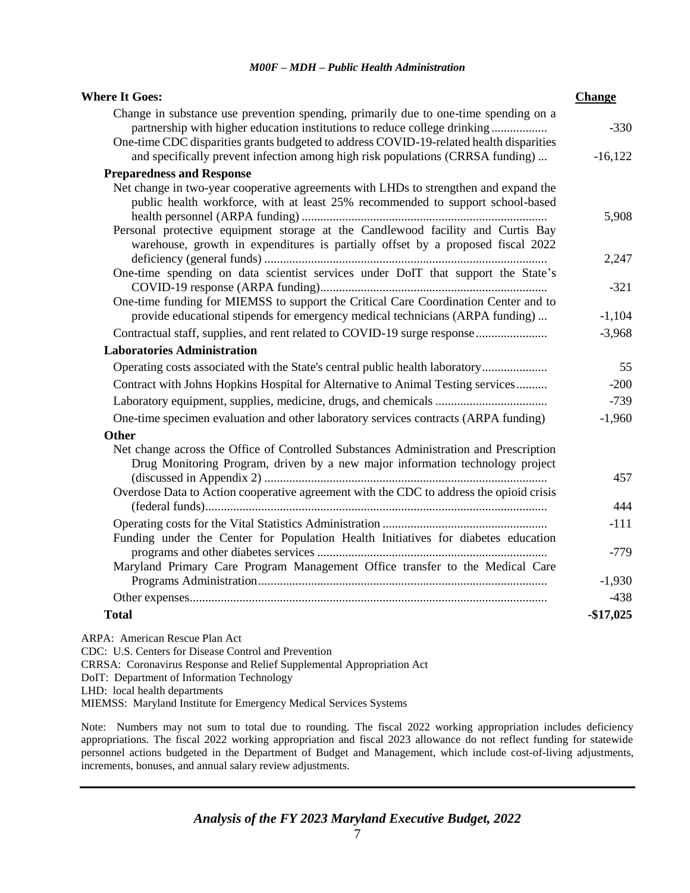| Where It Goes: | Change |
|---|---|
| Change in substance use prevention spending, primarily due to one-time spending on a partnership with higher education institutions to reduce college drinking | -330 |
| One-time CDC disparities grants budgeted to address COVID-19-related health disparities and specifically prevent infection among high risk populations (CRRSA funding) | -16,122 |
| **Preparedness and Response** | |
| Net change in two-year cooperative agreements with LHDs to strengthen and expand the public health workforce, with at least 25% recommended to support school-based health personnel (ARPA funding) | 5,908 |
| Personal protective equipment storage at the Candlewood facility and Curtis Bay warehouse, growth in expenditures is partially offset by a proposed fiscal 2022 deficiency (general funds) | 2,247 |
| One-time spending on data scientist services under DoIT that support the State's COVID-19 response (ARPA funding) | -321 |
| One-time funding for MIEMSS to support the Critical Care Coordination Center and to provide educational stipends for emergency medical technicians (ARPA funding) | -1,104 |
| Contractual staff, supplies, and rent related to COVID-19 surge response | -3,968 |
| **Laboratories Administration** | |
| Operating costs associated with the State's central public health laboratory | 55 |
| Contract with Johns Hopkins Hospital for Alternative to Animal Testing services | -200 |
| Laboratory equipment, supplies, medicine, drugs, and chemicals | -739 |
| One-time specimen evaluation and other laboratory services contracts (ARPA funding) | -1,960 |
| **Other** | |
| Net change across the Office of Controlled Substances Administration and Prescription Drug Monitoring Program, driven by a new major information technology project (discussed in Appendix 2) | 457 |
| Overdose Data to Action cooperative agreement with the CDC to address the opioid crisis (federal funds) | 444 |
| Operating costs for the Vital Statistics Administration | -111 |
| Funding under the Center for Population Health Initiatives for diabetes education programs and other diabetes services | -779 |
| Maryland Primary Care Program Management Office transfer to the Medical Care Programs Administration | -1,930 |
| Other expenses | -438 |
| **Total** | **-$17,025** |

ARPA: American Rescue Plan Act
CDC: U.S. Centers for Disease Control and Prevention
CRRSA: Coronavirus Response and Relief Supplemental Appropriation Act
DoIT: Department of Information Technology
LHD: local health departments
MIEMSS: Maryland Institute for Emergency Medical Services Systems

Note: Numbers may not sum to total due to rounding. The fiscal 2022 working appropriation includes deficiency appropriations. The fiscal 2022 working appropriation and fiscal 2023 allowance do not reflect funding for statewide personnel actions budgeted in the Department of Budget and Management, which include cost-of-living adjustments, increments, bonuses, and annual salary review adjustments.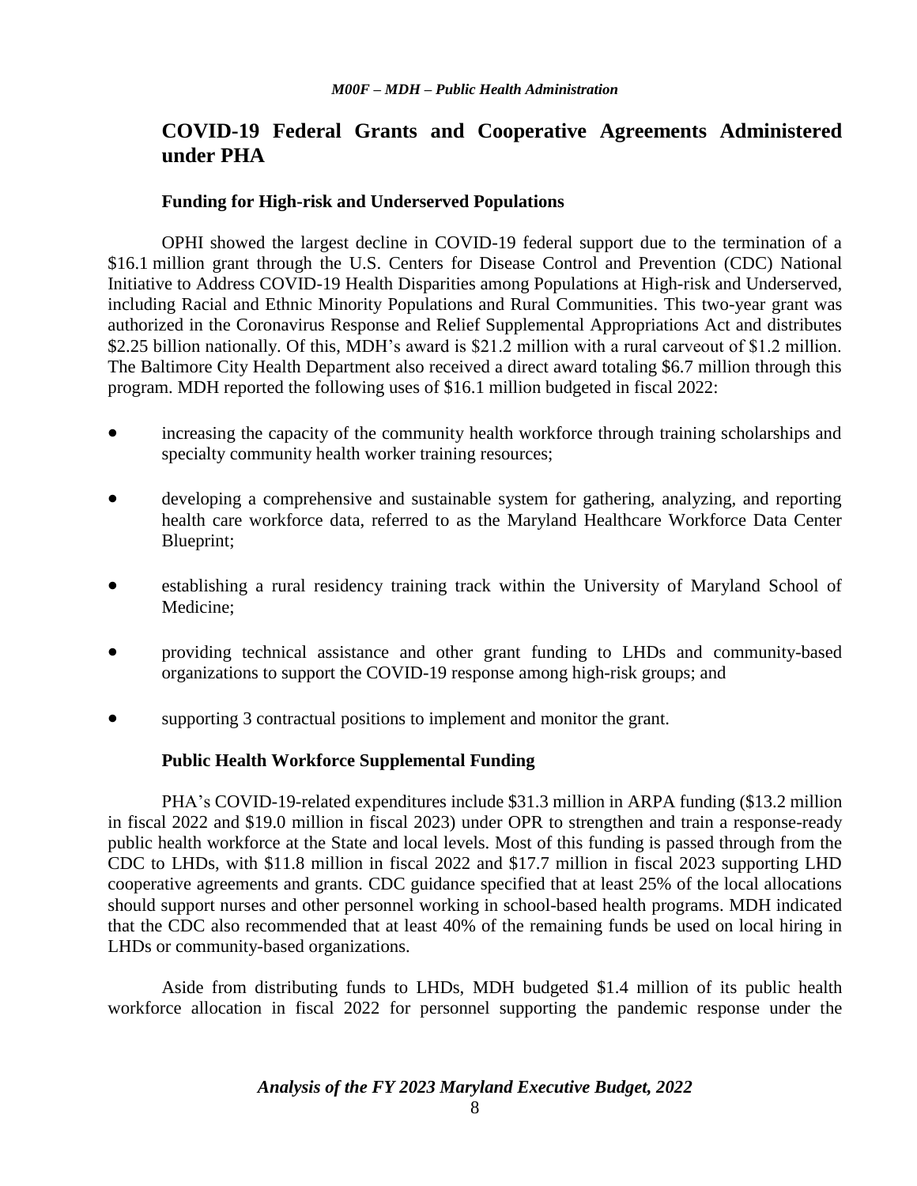## COVID-19 Federal Grants and Cooperative Agreements Administered under PHA

### Funding for High-risk and Underserved Populations

OPHI showed the largest decline in COVID-19 federal support due to the termination of a $16.1 million grant through the U.S. Centers for Disease Control and Prevention (CDC) National Initiative to Address COVID-19 Health Disparities among Populations at High-risk and Underserved, including Racial and Ethnic Minority Populations and Rural Communities. This two-year grant was authorized in the Coronavirus Response and Relief Supplemental Appropriations Act and distributes $2.25 billion nationally. Of this, MDH's award is $21.2 million with a rural carveout of $1.2 million. The Baltimore City Health Department also received a direct award totaling $6.7 million through this program. MDH reported the following uses of $16.1 million budgeted in fiscal 2022:

- increasing the capacity of the community health workforce through training scholarships and specialty community health worker training resources;
- developing a comprehensive and sustainable system for gathering, analyzing, and reporting health care workforce data, referred to as the Maryland Healthcare Workforce Data Center Blueprint;
- establishing a rural residency training track within the University of Maryland School of Medicine;
- providing technical assistance and other grant funding to LHDs and community-based organizations to support the COVID-19 response among high-risk groups; and
- supporting 3 contractual positions to implement and monitor the grant.

### Public Health Workforce Supplemental Funding

PHA's COVID-19-related expenditures include $31.3 million in ARPA funding ($13.2 million in fiscal 2022 and $19.0 million in fiscal 2023) under OPR to strengthen and train a response-ready public health workforce at the State and local levels. Most of this funding is passed through from the CDC to LHDs, with $11.8 million in fiscal 2022 and $17.7 million in fiscal 2023 supporting LHD cooperative agreements and grants. CDC guidance specified that at least 25% of the local allocations should support nurses and other personnel working in school-based health programs. MDH indicated that the CDC also recommended that at least 40% of the remaining funds be used on local hiring in LHDs or community-based organizations.

Aside from distributing funds to LHDs, MDH budgeted $1.4 million of its public health workforce allocation in fiscal 2022 for personnel supporting the pandemic response under the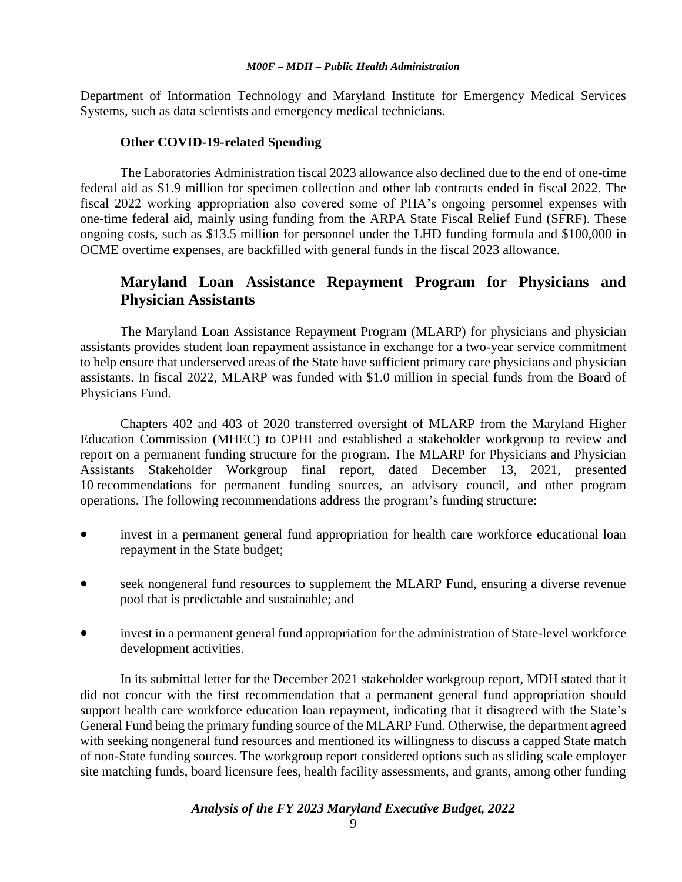Department of Information Technology and Maryland Institute for Emergency Medical Services Systems, such as data scientists and emergency medical technicians.

**Other COVID-19-related Spending**

The Laboratories Administration fiscal 2023 allowance also declined due to the end of one-time federal aid as $1.9 million for specimen collection and other lab contracts ended in fiscal 2022. The fiscal 2022 working appropriation also covered some of PHA's ongoing personnel expenses with one-time federal aid, mainly using funding from the ARPA State Fiscal Relief Fund (SFRF). These ongoing costs, such as $13.5 million for personnel under the LHD funding formula and $100,000 in OCME overtime expenses, are backfilled with general funds in the fiscal 2023 allowance.

## Maryland Loan Assistance Repayment Program for Physicians and Physician Assistants

The Maryland Loan Assistance Repayment Program (MLARP) for physicians and physician assistants provides student loan repayment assistance in exchange for a two-year service commitment to help ensure that underserved areas of the State have sufficient primary care physicians and physician assistants. In fiscal 2022, MLARP was funded with $1.0 million in special funds from the Board of Physicians Fund.

Chapters 402 and 403 of 2020 transferred oversight of MLARP from the Maryland Higher Education Commission (MHEC) to OPHI and established a stakeholder workgroup to review and report on a permanent funding structure for the program. The MLARP for Physicians and Physician Assistants Stakeholder Workgroup final report, dated December 13, 2021, presented 10 recommendations for permanent funding sources, an advisory council, and other program operations. The following recommendations address the program's funding structure:

- invest in a permanent general fund appropriation for health care workforce educational loan repayment in the State budget;
- seek nongeneral fund resources to supplement the MLARP Fund, ensuring a diverse revenue pool that is predictable and sustainable; and
- invest in a permanent general fund appropriation for the administration of State-level workforce development activities.

In its submittal letter for the December 2021 stakeholder workgroup report, MDH stated that it did not concur with the first recommendation that a permanent general fund appropriation should support health care workforce education loan repayment, indicating that it disagreed with the State's General Fund being the primary funding source of the MLARP Fund. Otherwise, the department agreed with seeking nongeneral fund resources and mentioned its willingness to discuss a capped State match of non-State funding sources. The workgroup report considered options such as sliding scale employer site matching funds, board licensure fees, health facility assessments, and grants, among other funding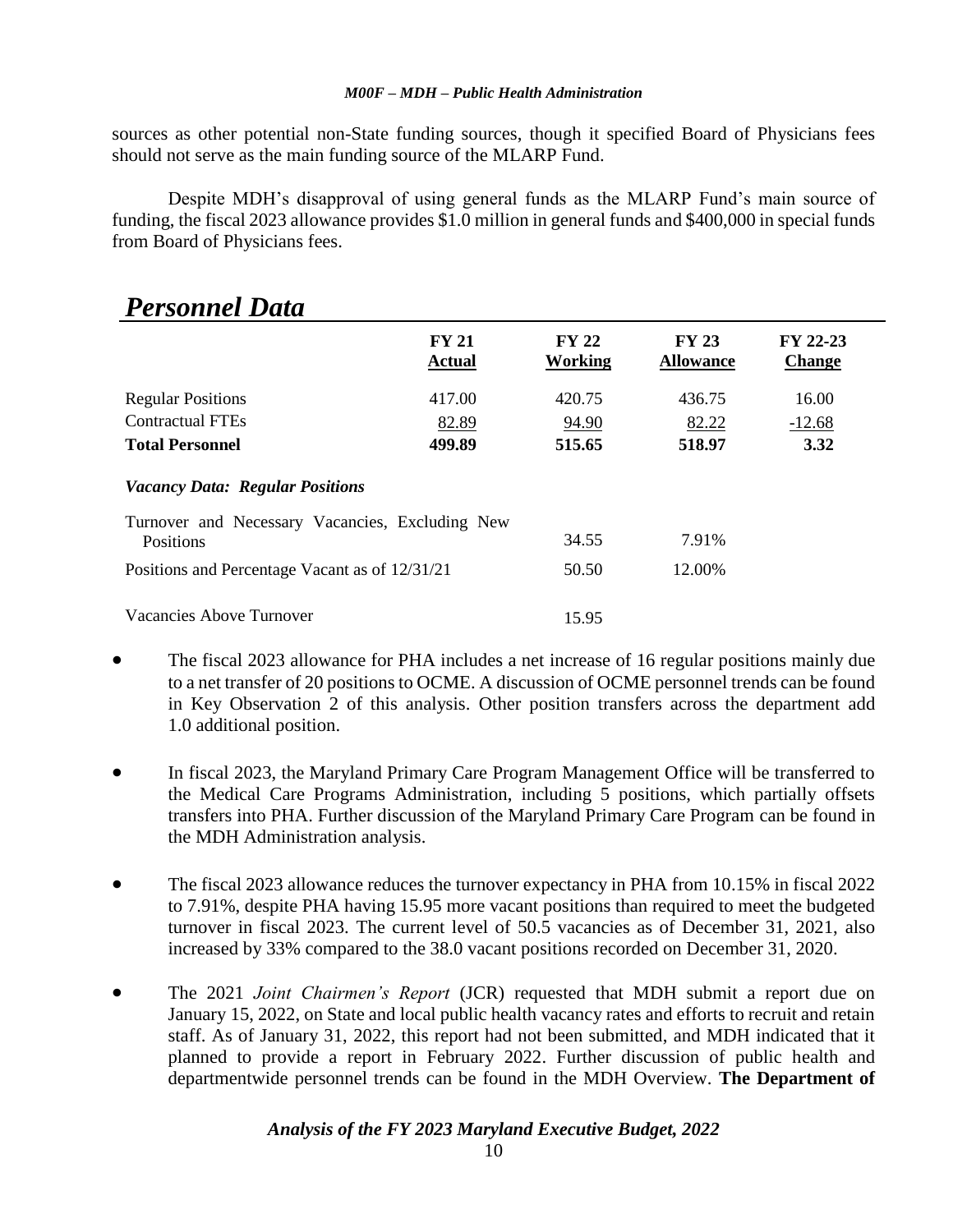sources as other potential non-State funding sources, though it specified Board of Physicians fees should not serve as the main funding source of the MLARP Fund.

Despite MDH's disapproval of using general funds as the MLARP Fund's main source of funding, the fiscal 2023 allowance provides $1.0 million in general funds and $400,000 in special funds from Board of Physicians fees.

# *Personnel Data*

| | FY 21 Actual | FY 22 Working | FY 23 Allowance | FY 22-23 Change |
|---|---|---|---|---|
| Regular Positions | 417.00 | 420.75 | 436.75 | 16.00 |
| Contractual FTEs | 82.89 | 94.90 | 82.22 | -12.68 |
| **Total Personnel** | **499.89** | **515.65** | **518.97** | **3.32** |
| ***Vacancy Data: Regular Positions*** | | | | |
| Turnover and Necessary Vacancies, Excluding New Positions | | 34.55 | 7.91% | |
| Positions and Percentage Vacant as of 12/31/21 | | 50.50 | 12.00% | |
| Vacancies Above Turnover | | 15.95 | | |

- The fiscal 2023 allowance for PHA includes a net increase of 16 regular positions mainly due to a net transfer of 20 positions to OCME. A discussion of OCME personnel trends can be found in Key Observation 2 of this analysis. Other position transfers across the department add 1.0 additional position.

- In fiscal 2023, the Maryland Primary Care Program Management Office will be transferred to the Medical Care Programs Administration, including 5 positions, which partially offsets transfers into PHA. Further discussion of the Maryland Primary Care Program can be found in the MDH Administration analysis.

- The fiscal 2023 allowance reduces the turnover expectancy in PHA from 10.15% in fiscal 2022 to 7.91%, despite PHA having 15.95 more vacant positions than required to meet the budgeted turnover in fiscal 2023. The current level of 50.5 vacancies as of December 31, 2021, also increased by 33% compared to the 38.0 vacant positions recorded on December 31, 2020.

- The 2021 *Joint Chairmen's Report* (JCR) requested that MDH submit a report due on January 15, 2022, on State and local public health vacancy rates and efforts to recruit and retain staff. As of January 31, 2022, this report had not been submitted, and MDH indicated that it planned to provide a report in February 2022. Further discussion of public health and departmentwide personnel trends can be found in the MDH Overview. **The Department of**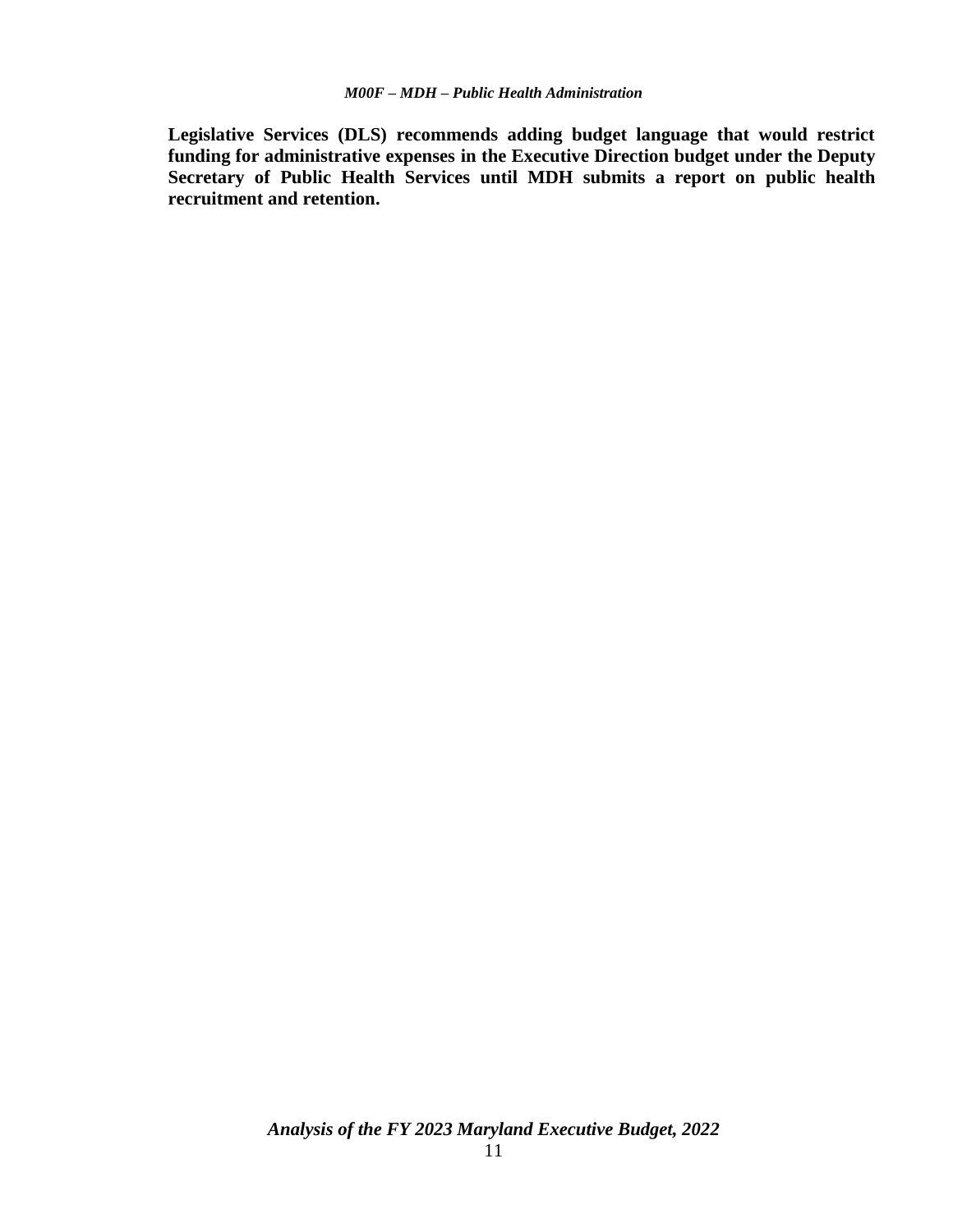**Legislative Services (DLS) recommends adding budget language that would restrict funding for administrative expenses in the Executive Direction budget under the Deputy Secretary of Public Health Services until MDH submits a report on public health recruitment and retention.**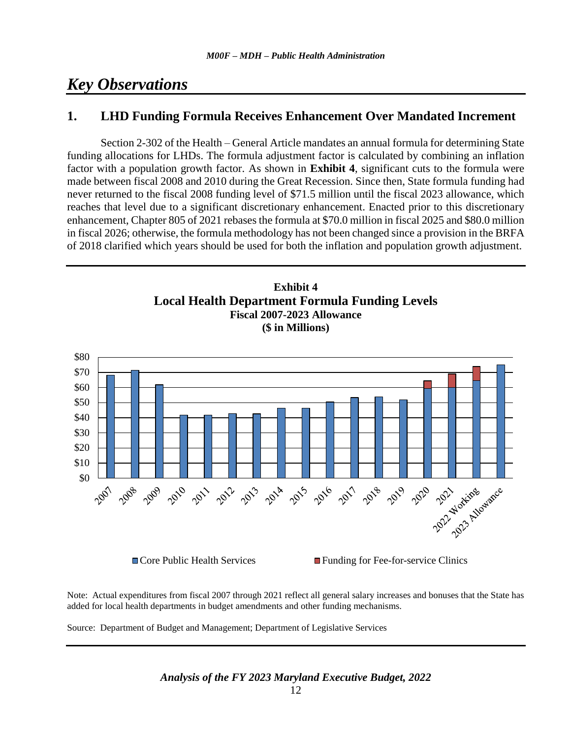# Key Observations

## 1. LHD Funding Formula Receives Enhancement Over Mandated Increment

Section 2-302 of the Health – General Article mandates an annual formula for determining State funding allocations for LHDs. The formula adjustment factor is calculated by combining an inflation factor with a population growth factor. As shown in **Exhibit 4**, significant cuts to the formula were made between fiscal 2008 and 2010 during the Great Recession. Since then, State formula funding had never returned to the fiscal 2008 funding level of $71.5 million until the fiscal 2023 allowance, which reaches that level due to a significant discretionary enhancement. Enacted prior to this discretionary enhancement, Chapter 805 of 2021 rebases the formula at $70.0 million in fiscal 2025 and $80.0 million in fiscal 2026; otherwise, the formula methodology has not been changed since a provision in the BRFA of 2018 clarified which years should be used for both the inflation and population growth adjustment.

**Exhibit 4**
**Local Health Department Formula Funding Levels**
**Fiscal 2007-2023 Allowance**
**($ in Millions)**

Legend: Core Public Health Services; Funding for Fee-for-service Clinics

Note: Actual expenditures from fiscal 2007 through 2021 reflect all general salary increases and bonuses that the State has added for local health departments in budget amendments and other funding mechanisms.

Source: Department of Budget and Management; Department of Legislative Services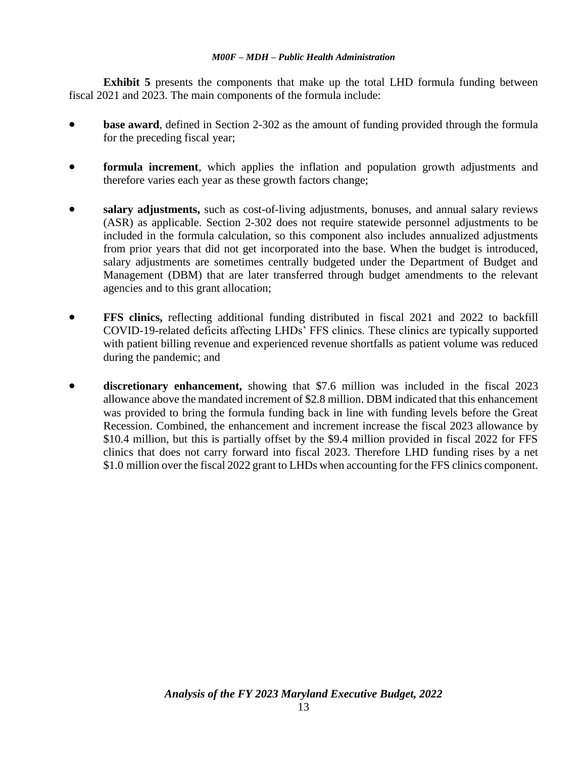**Exhibit 5** presents the components that make up the total LHD formula funding between fiscal 2021 and 2023. The main components of the formula include:

- **base award**, defined in Section 2-302 as the amount of funding provided through the formula for the preceding fiscal year;
- **formula increment**, which applies the inflation and population growth adjustments and therefore varies each year as these growth factors change;
- **salary adjustments,** such as cost-of-living adjustments, bonuses, and annual salary reviews (ASR) as applicable. Section 2-302 does not require statewide personnel adjustments to be included in the formula calculation, so this component also includes annualized adjustments from prior years that did not get incorporated into the base. When the budget is introduced, salary adjustments are sometimes centrally budgeted under the Department of Budget and Management (DBM) that are later transferred through budget amendments to the relevant agencies and to this grant allocation;
- **FFS clinics,** reflecting additional funding distributed in fiscal 2021 and 2022 to backfill COVID-19-related deficits affecting LHDs' FFS clinics. These clinics are typically supported with patient billing revenue and experienced revenue shortfalls as patient volume was reduced during the pandemic; and
- **discretionary enhancement,** showing that $7.6 million was included in the fiscal 2023 allowance above the mandated increment of $2.8 million. DBM indicated that this enhancement was provided to bring the formula funding back in line with funding levels before the Great Recession. Combined, the enhancement and increment increase the fiscal 2023 allowance by $10.4 million, but this is partially offset by the $9.4 million provided in fiscal 2022 for FFS clinics that does not carry forward into fiscal 2023. Therefore LHD funding rises by a net $1.0 million over the fiscal 2022 grant to LHDs when accounting for the FFS clinics component.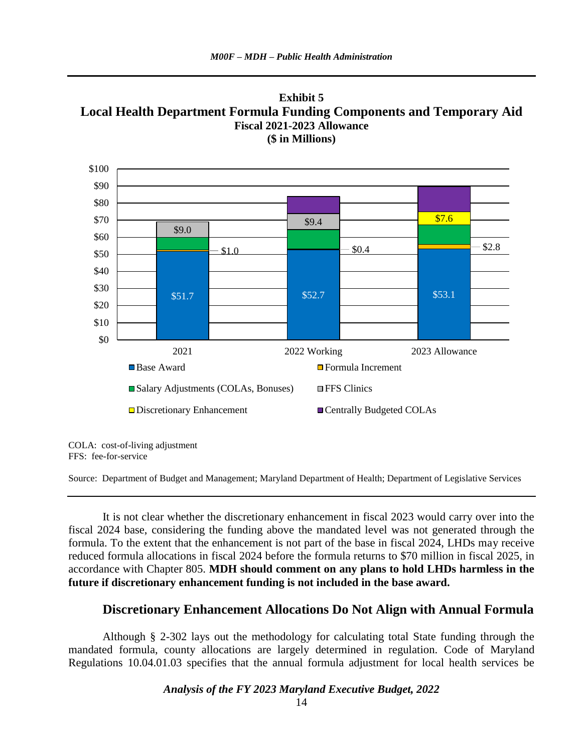**Exhibit 5**
**Local Health Department Formula Funding Components and Temporary Aid**
**Fiscal 2021-2023 Allowance**
**($ in Millions)**

| | 2021 | 2022 Working | 2023 Allowance |
|---|---|---|---|
| Base Award | $51.7 | $52.7 | $53.1 |
| Formula Increment | $1.0 | $0.4 | $2.8 |
| Salary Adjustments (COLAs, Bonuses) | | | |
| FFS Clinics | $9.0 | $9.4 | |
| Discretionary Enhancement | | | $7.6 |
| Centrally Budgeted COLAs | | | |

COLA: cost-of-living adjustment
FFS: fee-for-service

Source: Department of Budget and Management; Maryland Department of Health; Department of Legislative Services

It is not clear whether the discretionary enhancement in fiscal 2023 would carry over into the fiscal 2024 base, considering the funding above the mandated level was not generated through the formula. To the extent that the enhancement is not part of the base in fiscal 2024, LHDs may receive reduced formula allocations in fiscal 2024 before the formula returns to $70 million in fiscal 2025, in accordance with Chapter 805. **MDH should comment on any plans to hold LHDs harmless in the future if discretionary enhancement funding is not included in the base award.**

## Discretionary Enhancement Allocations Do Not Align with Annual Formula

Although § 2-302 lays out the methodology for calculating total State funding through the mandated formula, county allocations are largely determined in regulation. Code of Maryland Regulations 10.04.01.03 specifies that the annual formula adjustment for local health services be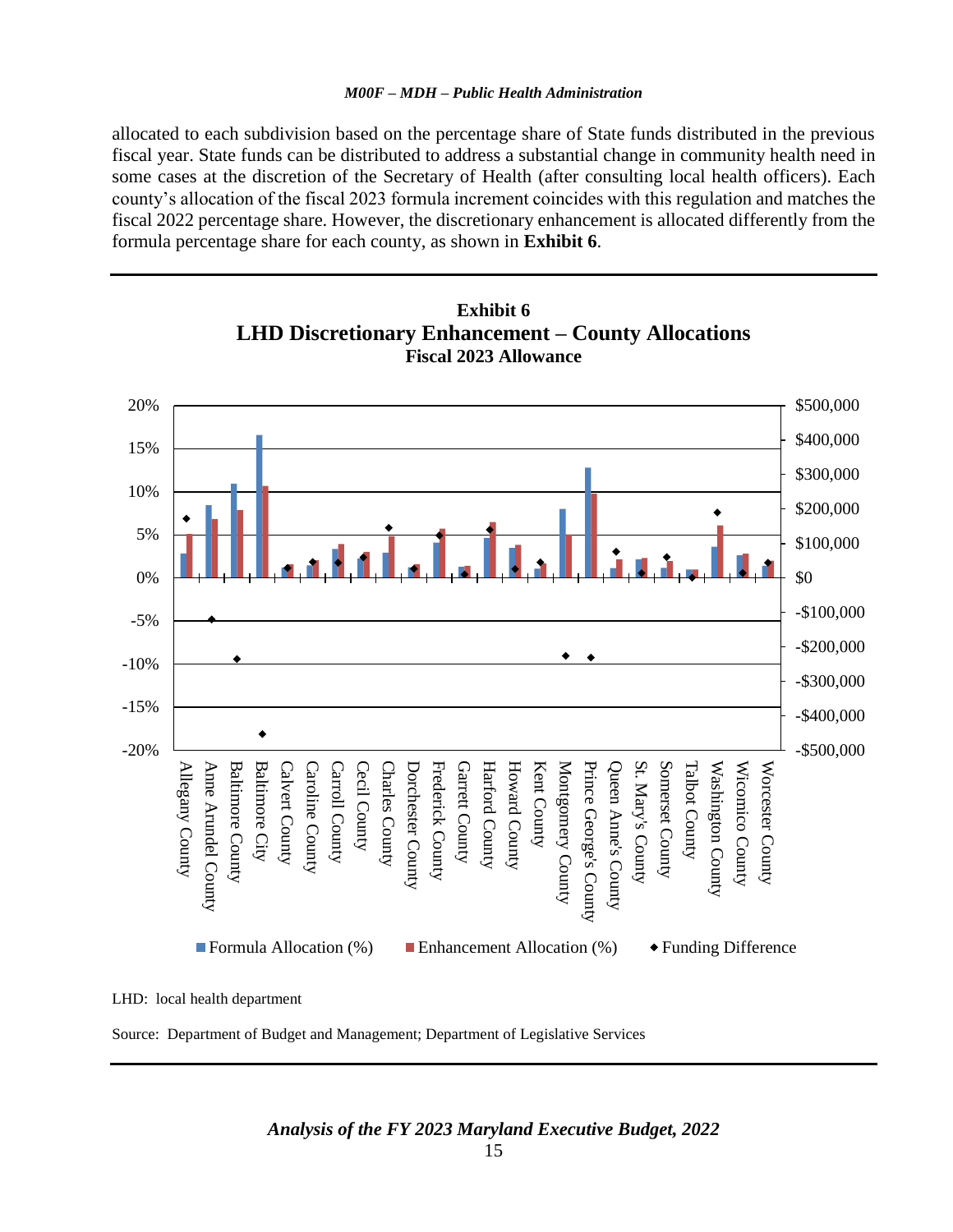allocated to each subdivision based on the percentage share of State funds distributed in the previous fiscal year. State funds can be distributed to address a substantial change in community health need in some cases at the discretion of the Secretary of Health (after consulting local health officers). Each county's allocation of the fiscal 2023 formula increment coincides with this regulation and matches the fiscal 2022 percentage share. However, the discretionary enhancement is allocated differently from the formula percentage share for each county, as shown in **Exhibit 6**.

**Exhibit 6**
**LHD Discretionary Enhancement – County Allocations**
**Fiscal 2023 Allowance**

LHD: local health department

Source: Department of Budget and Management; Department of Legislative Services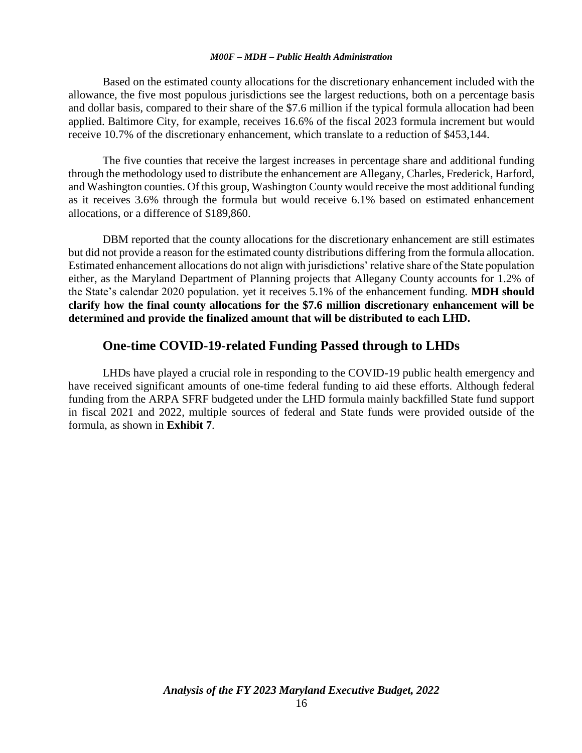Based on the estimated county allocations for the discretionary enhancement included with the allowance, the five most populous jurisdictions see the largest reductions, both on a percentage basis and dollar basis, compared to their share of the $7.6 million if the typical formula allocation had been applied. Baltimore City, for example, receives 16.6% of the fiscal 2023 formula increment but would receive 10.7% of the discretionary enhancement, which translate to a reduction of $453,144.

The five counties that receive the largest increases in percentage share and additional funding through the methodology used to distribute the enhancement are Allegany, Charles, Frederick, Harford, and Washington counties. Of this group, Washington County would receive the most additional funding as it receives 3.6% through the formula but would receive 6.1% based on estimated enhancement allocations, or a difference of $189,860.

DBM reported that the county allocations for the discretionary enhancement are still estimates but did not provide a reason for the estimated county distributions differing from the formula allocation. Estimated enhancement allocations do not align with jurisdictions' relative share of the State population either, as the Maryland Department of Planning projects that Allegany County accounts for 1.2% of the State's calendar 2020 population. yet it receives 5.1% of the enhancement funding. **MDH should clarify how the final county allocations for the $7.6 million discretionary enhancement will be determined and provide the finalized amount that will be distributed to each LHD.**

## One-time COVID-19-related Funding Passed through to LHDs

LHDs have played a crucial role in responding to the COVID-19 public health emergency and have received significant amounts of one-time federal funding to aid these efforts. Although federal funding from the ARPA SFRF budgeted under the LHD formula mainly backfilled State fund support in fiscal 2021 and 2022, multiple sources of federal and State funds were provided outside of the formula, as shown in **Exhibit 7**.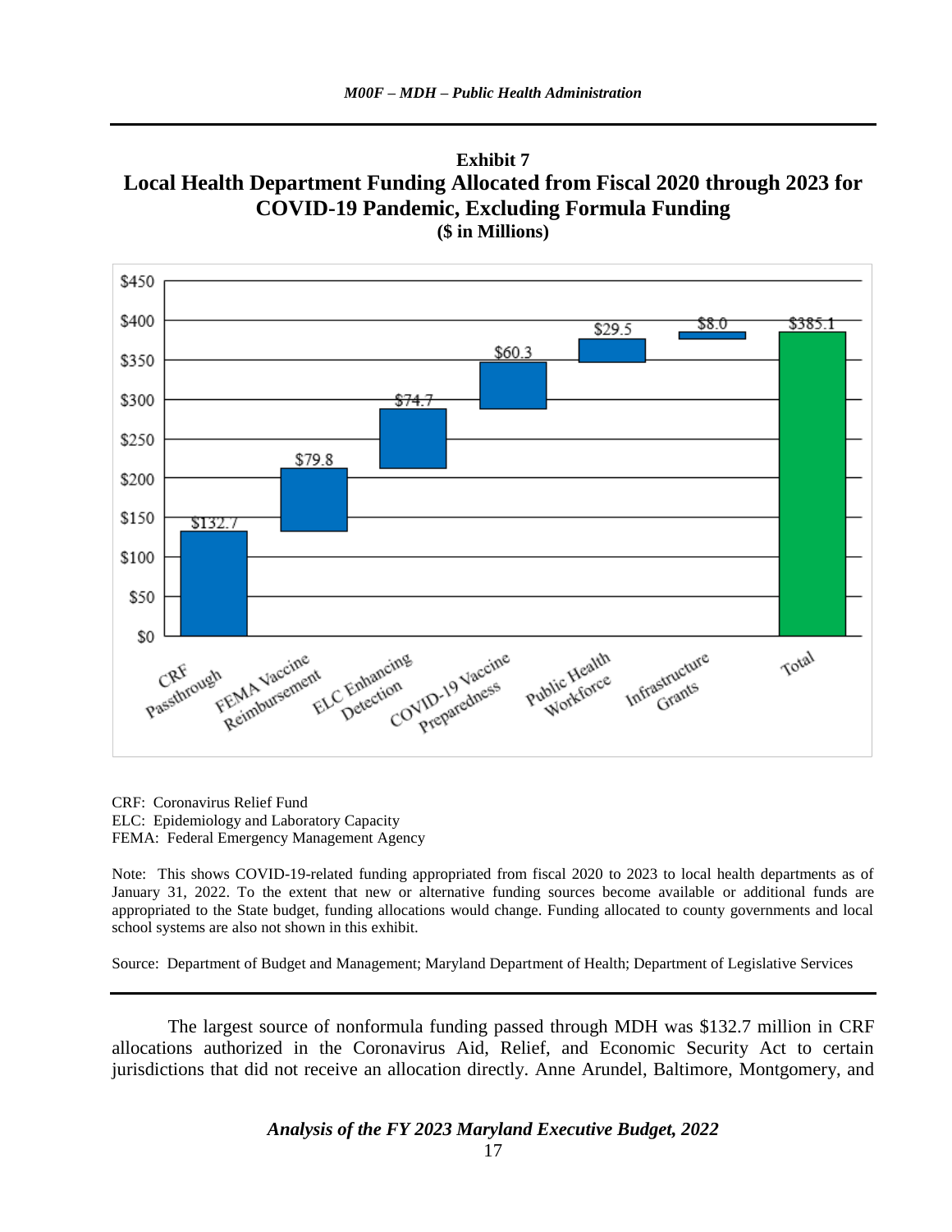**Exhibit 7**
**Local Health Department Funding Allocated from Fiscal 2020 through 2023 for COVID-19 Pandemic, Excluding Formula Funding**
**($ in Millions)**

| Funding Source | Amount |
|---|---|
| CRF Passthrough | $132.7 |
| FEMA Vaccine Reimbursement | $79.8 |
| ELC Enhancing Detection | $74.7 |
| COVID-19 Vaccine Preparedness | $60.3 |
| Public Health Workforce | $29.5 |
| Infrastructure Grants | $8.0 |
| Total | $385.1 |

CRF: Coronavirus Relief Fund
ELC: Epidemiology and Laboratory Capacity
FEMA: Federal Emergency Management Agency

Note: This shows COVID-19-related funding appropriated from fiscal 2020 to 2023 to local health departments as of January 31, 2022. To the extent that new or alternative funding sources become available or additional funds are appropriated to the State budget, funding allocations would change. Funding allocated to county governments and local school systems are also not shown in this exhibit.

Source: Department of Budget and Management; Maryland Department of Health; Department of Legislative Services

The largest source of nonformula funding passed through MDH was $132.7 million in CRF allocations authorized in the Coronavirus Aid, Relief, and Economic Security Act to certain jurisdictions that did not receive an allocation directly. Anne Arundel, Baltimore, Montgomery, and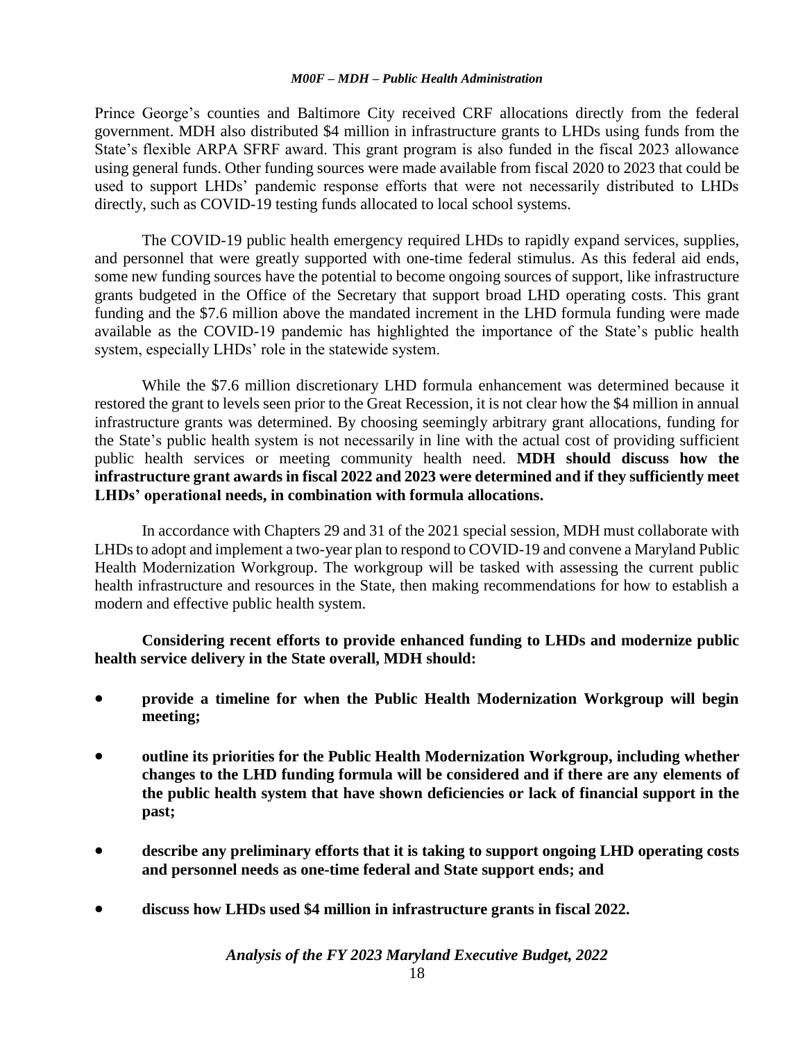Prince George's counties and Baltimore City received CRF allocations directly from the federal government. MDH also distributed $4 million in infrastructure grants to LHDs using funds from the State's flexible ARPA SFRF award. This grant program is also funded in the fiscal 2023 allowance using general funds. Other funding sources were made available from fiscal 2020 to 2023 that could be used to support LHDs' pandemic response efforts that were not necessarily distributed to LHDs directly, such as COVID-19 testing funds allocated to local school systems.

The COVID-19 public health emergency required LHDs to rapidly expand services, supplies, and personnel that were greatly supported with one-time federal stimulus. As this federal aid ends, some new funding sources have the potential to become ongoing sources of support, like infrastructure grants budgeted in the Office of the Secretary that support broad LHD operating costs. This grant funding and the $7.6 million above the mandated increment in the LHD formula funding were made available as the COVID-19 pandemic has highlighted the importance of the State's public health system, especially LHDs' role in the statewide system.

While the $7.6 million discretionary LHD formula enhancement was determined because it restored the grant to levels seen prior to the Great Recession, it is not clear how the $4 million in annual infrastructure grants was determined. By choosing seemingly arbitrary grant allocations, funding for the State's public health system is not necessarily in line with the actual cost of providing sufficient public health services or meeting community health need. **MDH should discuss how the infrastructure grant awards in fiscal 2022 and 2023 were determined and if they sufficiently meet LHDs' operational needs, in combination with formula allocations.**

In accordance with Chapters 29 and 31 of the 2021 special session, MDH must collaborate with LHDs to adopt and implement a two-year plan to respond to COVID-19 and convene a Maryland Public Health Modernization Workgroup. The workgroup will be tasked with assessing the current public health infrastructure and resources in the State, then making recommendations for how to establish a modern and effective public health system.

**Considering recent efforts to provide enhanced funding to LHDs and modernize public health service delivery in the State overall, MDH should:**

- **provide a timeline for when the Public Health Modernization Workgroup will begin meeting;**
- **outline its priorities for the Public Health Modernization Workgroup, including whether changes to the LHD funding formula will be considered and if there are any elements of the public health system that have shown deficiencies or lack of financial support in the past;**
- **describe any preliminary efforts that it is taking to support ongoing LHD operating costs and personnel needs as one-time federal and State support ends; and**
- **discuss how LHDs used $4 million in infrastructure grants in fiscal 2022.**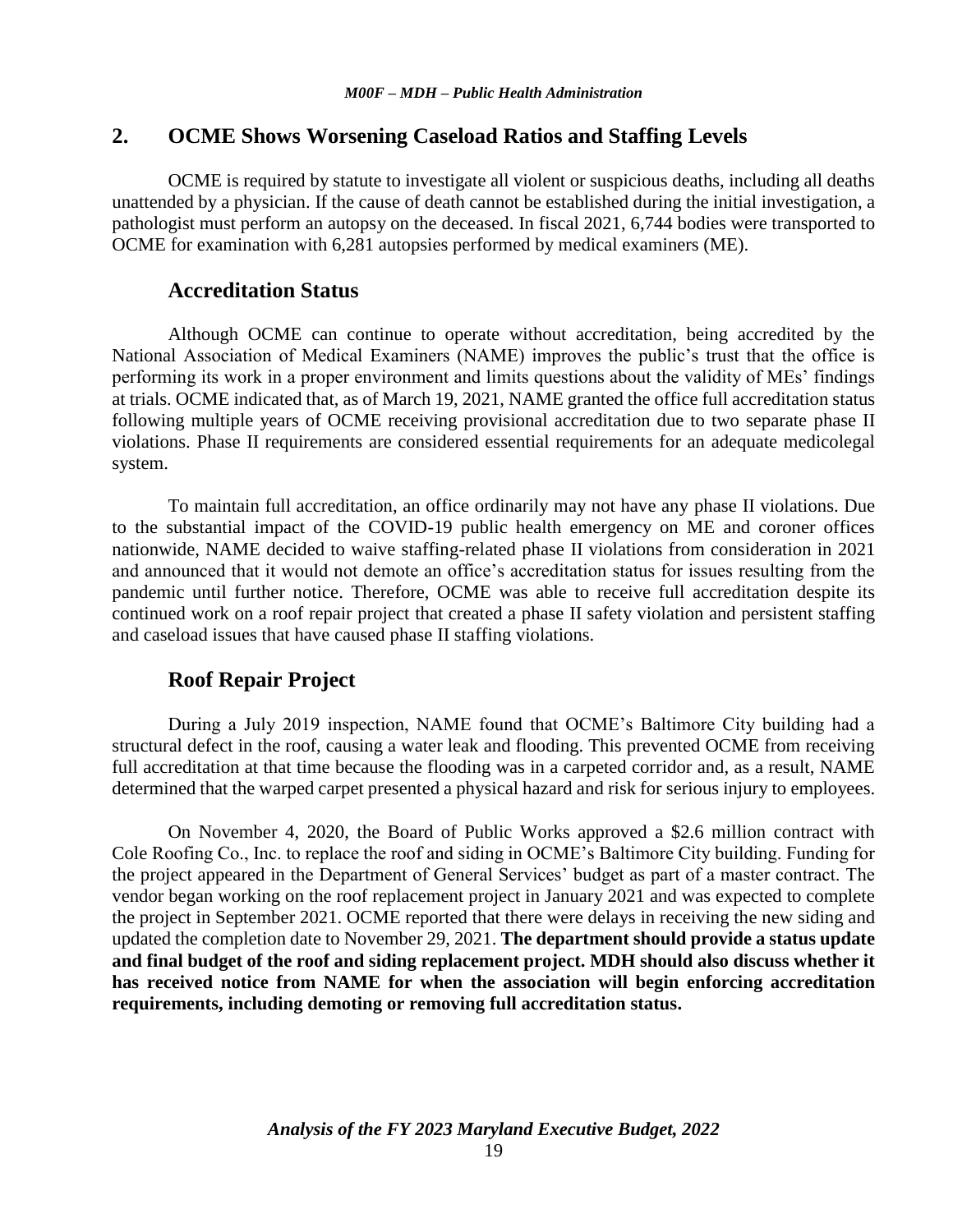## 2. OCME Shows Worsening Caseload Ratios and Staffing Levels

OCME is required by statute to investigate all violent or suspicious deaths, including all deaths unattended by a physician. If the cause of death cannot be established during the initial investigation, a pathologist must perform an autopsy on the deceased. In fiscal 2021, 6,744 bodies were transported to OCME for examination with 6,281 autopsies performed by medical examiners (ME).

### Accreditation Status

Although OCME can continue to operate without accreditation, being accredited by the National Association of Medical Examiners (NAME) improves the public's trust that the office is performing its work in a proper environment and limits questions about the validity of MEs' findings at trials. OCME indicated that, as of March 19, 2021, NAME granted the office full accreditation status following multiple years of OCME receiving provisional accreditation due to two separate phase II violations. Phase II requirements are considered essential requirements for an adequate medicolegal system.

To maintain full accreditation, an office ordinarily may not have any phase II violations. Due to the substantial impact of the COVID-19 public health emergency on ME and coroner offices nationwide, NAME decided to waive staffing-related phase II violations from consideration in 2021 and announced that it would not demote an office's accreditation status for issues resulting from the pandemic until further notice. Therefore, OCME was able to receive full accreditation despite its continued work on a roof repair project that created a phase II safety violation and persistent staffing and caseload issues that have caused phase II staffing violations.

### Roof Repair Project

During a July 2019 inspection, NAME found that OCME's Baltimore City building had a structural defect in the roof, causing a water leak and flooding. This prevented OCME from receiving full accreditation at that time because the flooding was in a carpeted corridor and, as a result, NAME determined that the warped carpet presented a physical hazard and risk for serious injury to employees.

On November 4, 2020, the Board of Public Works approved a $2.6 million contract with Cole Roofing Co., Inc. to replace the roof and siding in OCME's Baltimore City building. Funding for the project appeared in the Department of General Services' budget as part of a master contract. The vendor began working on the roof replacement project in January 2021 and was expected to complete the project in September 2021. OCME reported that there were delays in receiving the new siding and updated the completion date to November 29, 2021. **The department should provide a status update and final budget of the roof and siding replacement project. MDH should also discuss whether it has received notice from NAME for when the association will begin enforcing accreditation requirements, including demoting or removing full accreditation status.**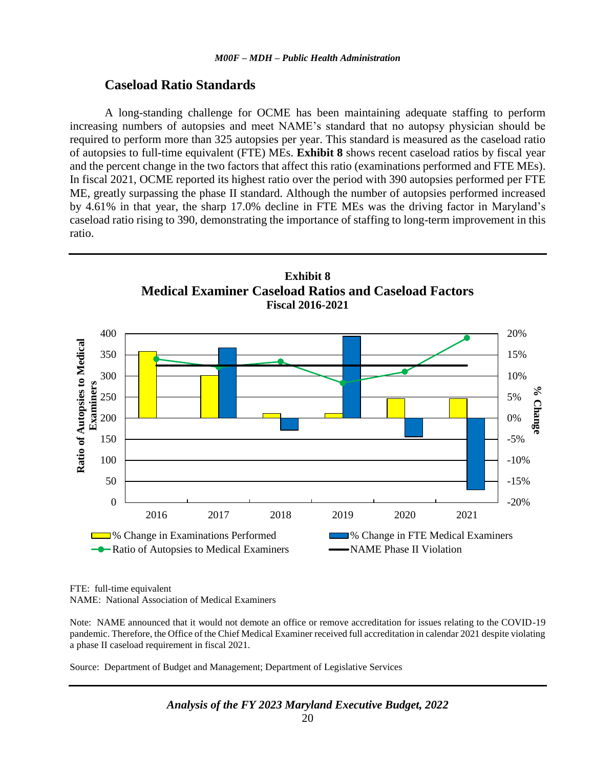## Caseload Ratio Standards

A long-standing challenge for OCME has been maintaining adequate staffing to perform increasing numbers of autopsies and meet NAME's standard that no autopsy physician should be required to perform more than 325 autopsies per year. This standard is measured as the caseload ratio of autopsies to full-time equivalent (FTE) MEs. **Exhibit 8** shows recent caseload ratios by fiscal year and the percent change in the two factors that affect this ratio (examinations performed and FTE MEs). In fiscal 2021, OCME reported its highest ratio over the period with 390 autopsies performed per FTE ME, greatly surpassing the phase II standard. Although the number of autopsies performed increased by 4.61% in that year, the sharp 17.0% decline in FTE MEs was the driving factor in Maryland's caseload ratio rising to 390, demonstrating the importance of staffing to long-term improvement in this ratio.

**Exhibit 8**
**Medical Examiner Caseload Ratios and Caseload Factors**
**Fiscal 2016-2021**

FTE: full-time equivalent
NAME: National Association of Medical Examiners

Note: NAME announced that it would not demote an office or remove accreditation for issues relating to the COVID-19 pandemic. Therefore, the Office of the Chief Medical Examiner received full accreditation in calendar 2021 despite violating a phase II caseload requirement in fiscal 2021.

Source: Department of Budget and Management; Department of Legislative Services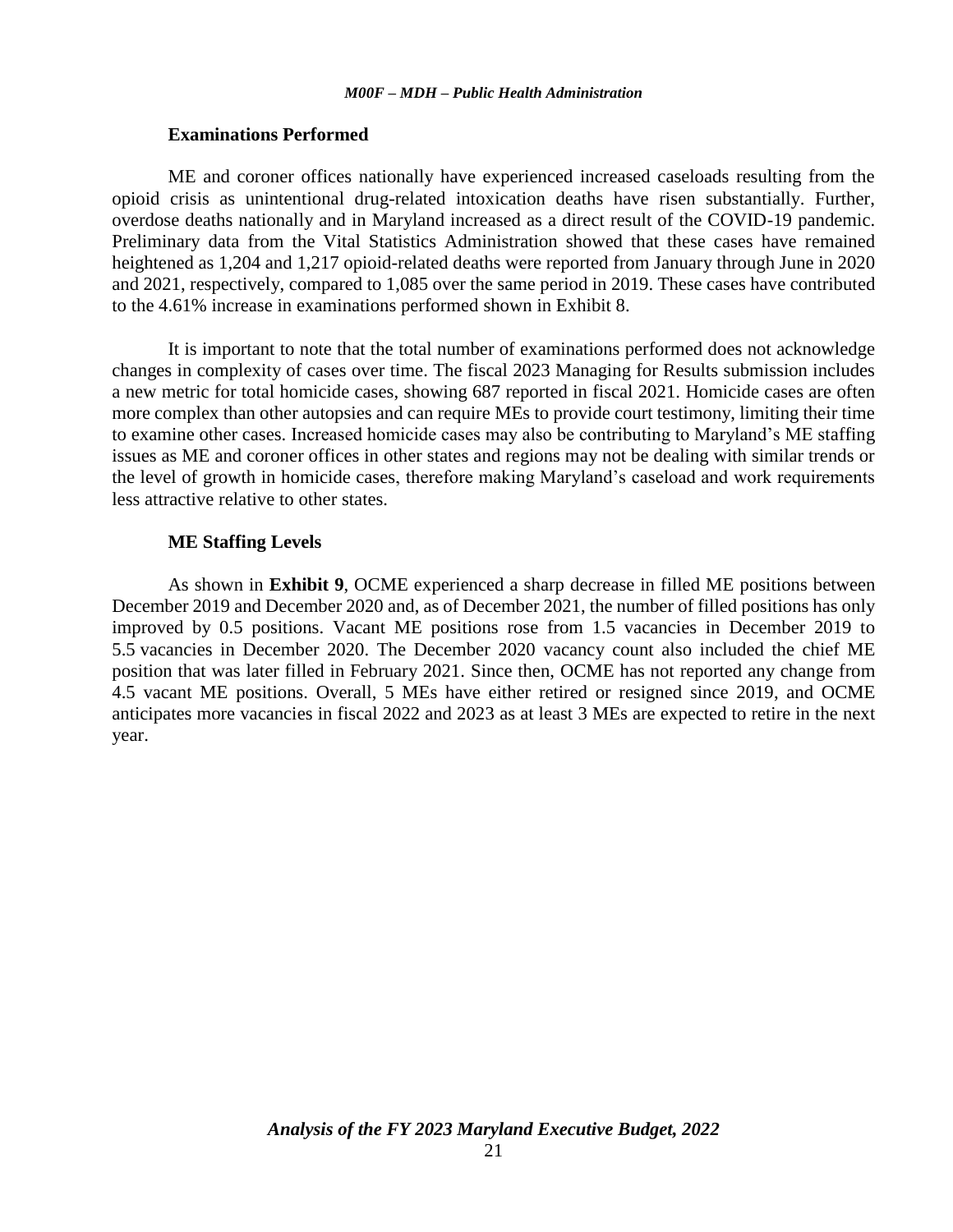### Examinations Performed

ME and coroner offices nationally have experienced increased caseloads resulting from the opioid crisis as unintentional drug-related intoxication deaths have risen substantially. Further, overdose deaths nationally and in Maryland increased as a direct result of the COVID-19 pandemic. Preliminary data from the Vital Statistics Administration showed that these cases have remained heightened as 1,204 and 1,217 opioid-related deaths were reported from January through June in 2020 and 2021, respectively, compared to 1,085 over the same period in 2019. These cases have contributed to the 4.61% increase in examinations performed shown in Exhibit 8.

It is important to note that the total number of examinations performed does not acknowledge changes in complexity of cases over time. The fiscal 2023 Managing for Results submission includes a new metric for total homicide cases, showing 687 reported in fiscal 2021. Homicide cases are often more complex than other autopsies and can require MEs to provide court testimony, limiting their time to examine other cases. Increased homicide cases may also be contributing to Maryland's ME staffing issues as ME and coroner offices in other states and regions may not be dealing with similar trends or the level of growth in homicide cases, therefore making Maryland's caseload and work requirements less attractive relative to other states.

### ME Staffing Levels

As shown in **Exhibit 9**, OCME experienced a sharp decrease in filled ME positions between December 2019 and December 2020 and, as of December 2021, the number of filled positions has only improved by 0.5 positions. Vacant ME positions rose from 1.5 vacancies in December 2019 to 5.5 vacancies in December 2020. The December 2020 vacancy count also included the chief ME position that was later filled in February 2021. Since then, OCME has not reported any change from 4.5 vacant ME positions. Overall, 5 MEs have either retired or resigned since 2019, and OCME anticipates more vacancies in fiscal 2022 and 2023 as at least 3 MEs are expected to retire in the next year.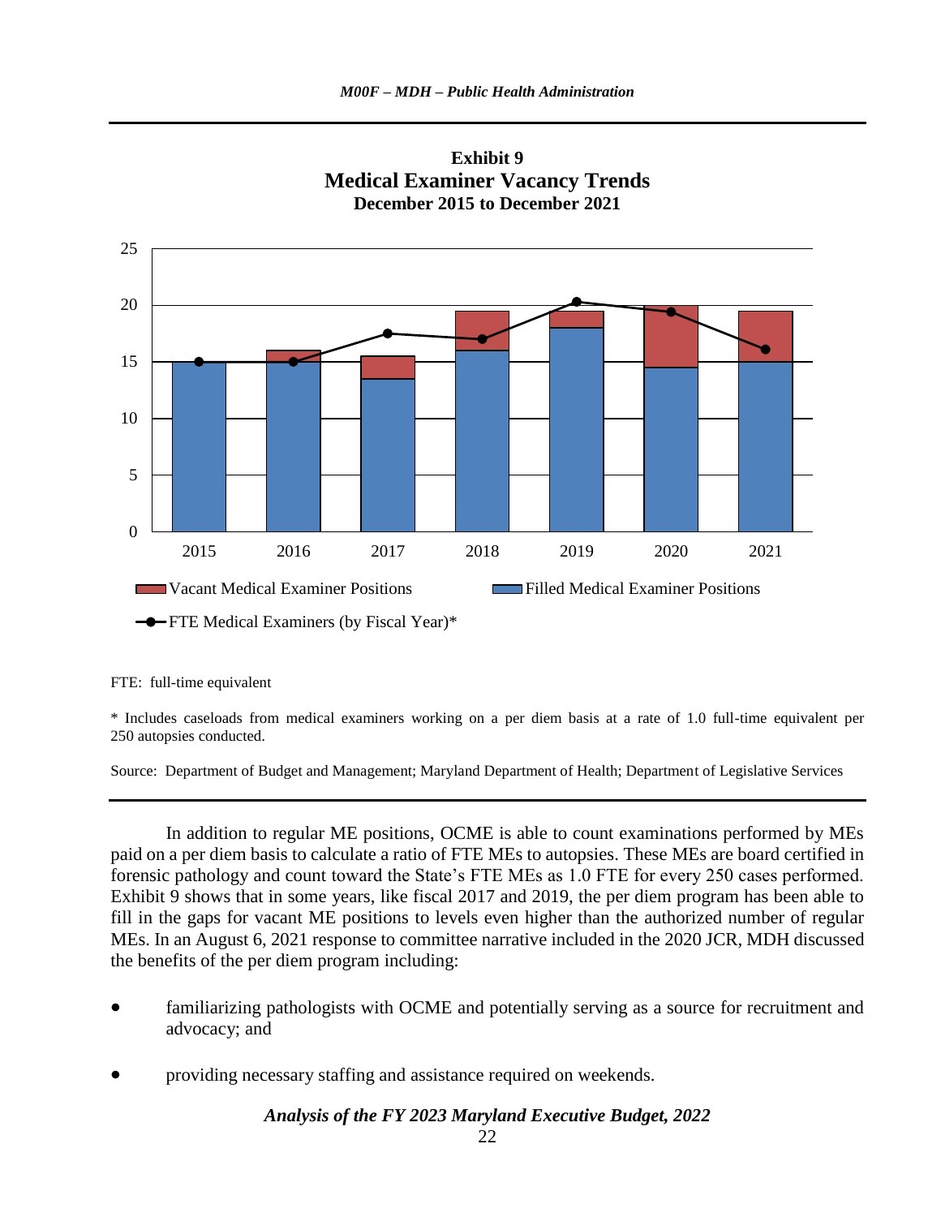**Exhibit 9**
**Medical Examiner Vacancy Trends**
**December 2015 to December 2021**

FTE: full-time equivalent

* Includes caseloads from medical examiners working on a per diem basis at a rate of 1.0 full-time equivalent per 250 autopsies conducted.

Source: Department of Budget and Management; Maryland Department of Health; Department of Legislative Services

In addition to regular ME positions, OCME is able to count examinations performed by MEs paid on a per diem basis to calculate a ratio of FTE MEs to autopsies. These MEs are board certified in forensic pathology and count toward the State's FTE MEs as 1.0 FTE for every 250 cases performed. Exhibit 9 shows that in some years, like fiscal 2017 and 2019, the per diem program has been able to fill in the gaps for vacant ME positions to levels even higher than the authorized number of regular MEs. In an August 6, 2021 response to committee narrative included in the 2020 JCR, MDH discussed the benefits of the per diem program including:

- familiarizing pathologists with OCME and potentially serving as a source for recruitment and advocacy; and

- providing necessary staffing and assistance required on weekends.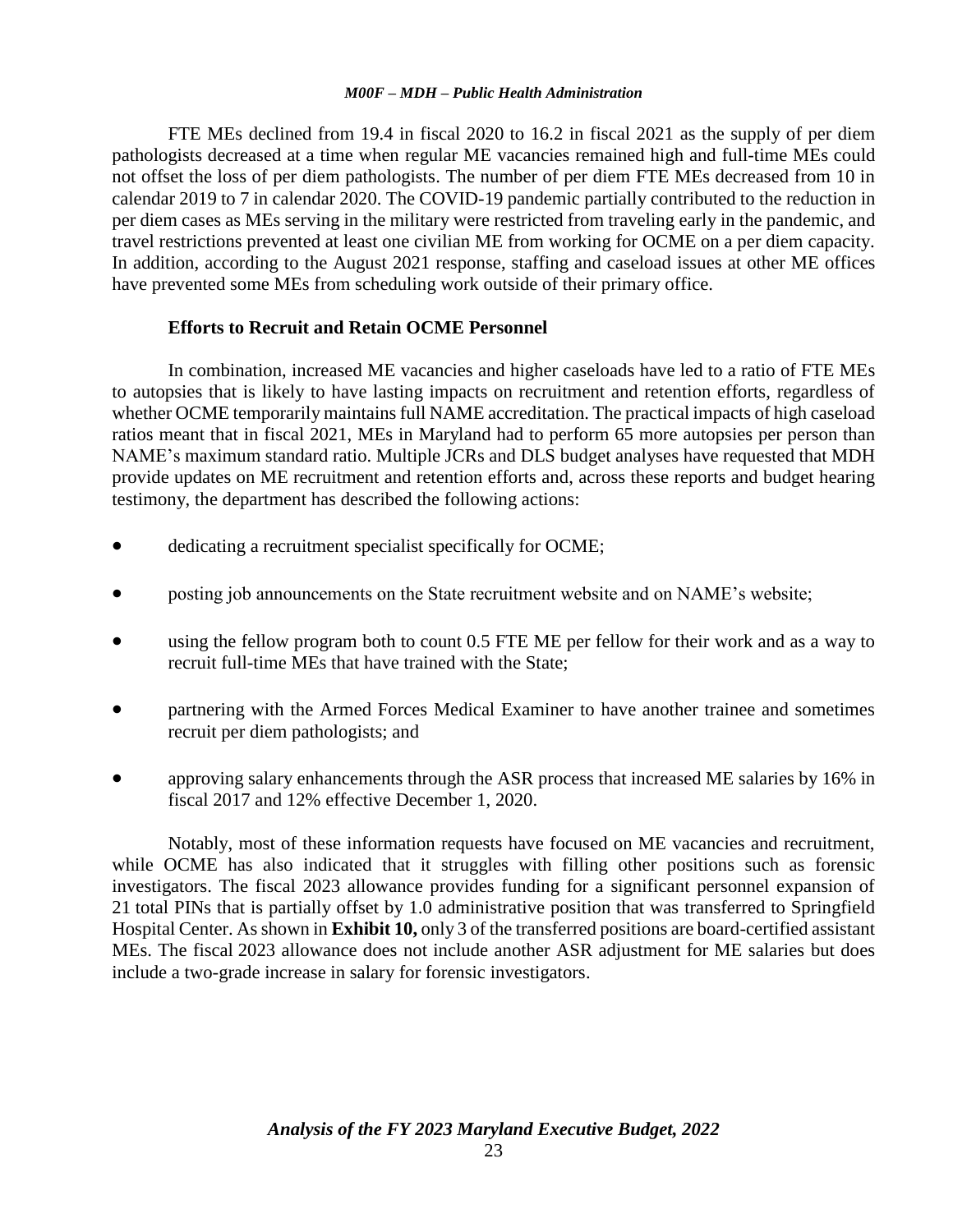FTE MEs declined from 19.4 in fiscal 2020 to 16.2 in fiscal 2021 as the supply of per diem pathologists decreased at a time when regular ME vacancies remained high and full-time MEs could not offset the loss of per diem pathologists. The number of per diem FTE MEs decreased from 10 in calendar 2019 to 7 in calendar 2020. The COVID-19 pandemic partially contributed to the reduction in per diem cases as MEs serving in the military were restricted from traveling early in the pandemic, and travel restrictions prevented at least one civilian ME from working for OCME on a per diem capacity. In addition, according to the August 2021 response, staffing and caseload issues at other ME offices have prevented some MEs from scheduling work outside of their primary office.

**Efforts to Recruit and Retain OCME Personnel**

In combination, increased ME vacancies and higher caseloads have led to a ratio of FTE MEs to autopsies that is likely to have lasting impacts on recruitment and retention efforts, regardless of whether OCME temporarily maintains full NAME accreditation. The practical impacts of high caseload ratios meant that in fiscal 2021, MEs in Maryland had to perform 65 more autopsies per person than NAME's maximum standard ratio. Multiple JCRs and DLS budget analyses have requested that MDH provide updates on ME recruitment and retention efforts and, across these reports and budget hearing testimony, the department has described the following actions:

- dedicating a recruitment specialist specifically for OCME;
- posting job announcements on the State recruitment website and on NAME's website;
- using the fellow program both to count 0.5 FTE ME per fellow for their work and as a way to recruit full-time MEs that have trained with the State;
- partnering with the Armed Forces Medical Examiner to have another trainee and sometimes recruit per diem pathologists; and
- approving salary enhancements through the ASR process that increased ME salaries by 16% in fiscal 2017 and 12% effective December 1, 2020.

Notably, most of these information requests have focused on ME vacancies and recruitment, while OCME has also indicated that it struggles with filling other positions such as forensic investigators. The fiscal 2023 allowance provides funding for a significant personnel expansion of 21 total PINs that is partially offset by 1.0 administrative position that was transferred to Springfield Hospital Center. As shown in **Exhibit 10,** only 3 of the transferred positions are board-certified assistant MEs. The fiscal 2023 allowance does not include another ASR adjustment for ME salaries but does include a two-grade increase in salary for forensic investigators.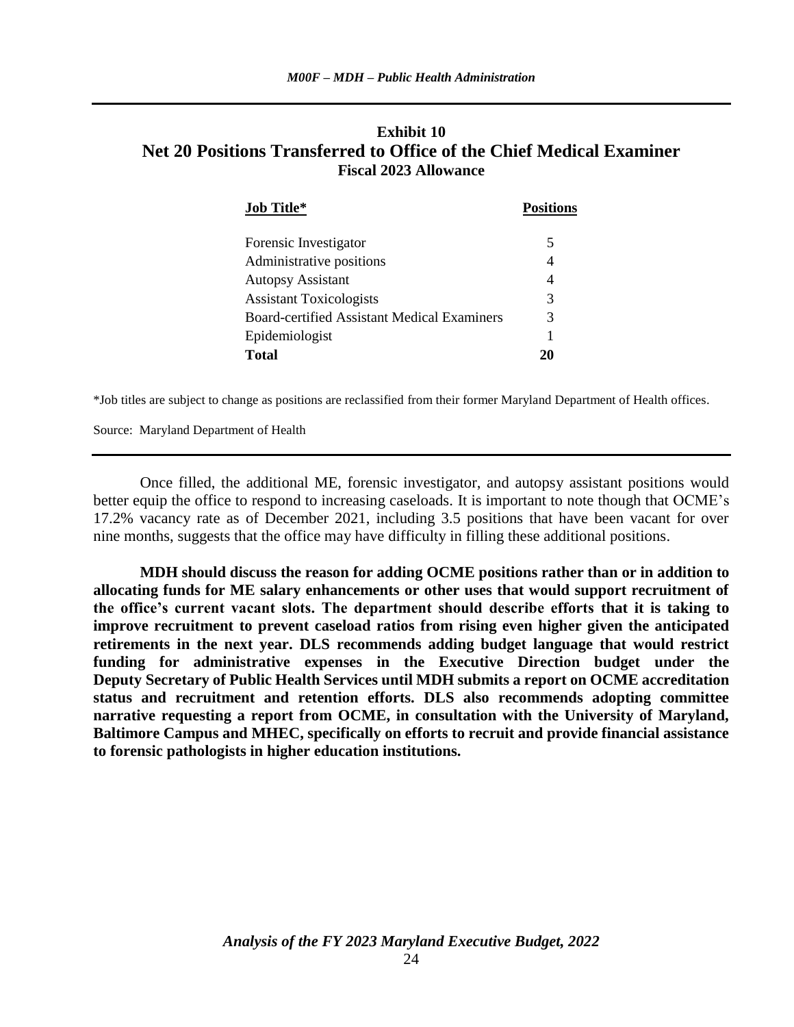### Exhibit 10
## Net 20 Positions Transferred to Office of the Chief Medical Examiner
### Fiscal 2023 Allowance

| Job Title* | Positions |
| --- | --- |
| Forensic Investigator | 5 |
| Administrative positions | 4 |
| Autopsy Assistant | 4 |
| Assistant Toxicologists | 3 |
| Board-certified Assistant Medical Examiners | 3 |
| Epidemiologist | 1 |
| **Total** | **20** |

*Job titles are subject to change as positions are reclassified from their former Maryland Department of Health offices.

Source: Maryland Department of Health

Once filled, the additional ME, forensic investigator, and autopsy assistant positions would better equip the office to respond to increasing caseloads. It is important to note though that OCME's 17.2% vacancy rate as of December 2021, including 3.5 positions that have been vacant for over nine months, suggests that the office may have difficulty in filling these additional positions.

**MDH should discuss the reason for adding OCME positions rather than or in addition to allocating funds for ME salary enhancements or other uses that would support recruitment of the office's current vacant slots. The department should describe efforts that it is taking to improve recruitment to prevent caseload ratios from rising even higher given the anticipated retirements in the next year. DLS recommends adding budget language that would restrict funding for administrative expenses in the Executive Direction budget under the Deputy Secretary of Public Health Services until MDH submits a report on OCME accreditation status and recruitment and retention efforts. DLS also recommends adopting committee narrative requesting a report from OCME, in consultation with the University of Maryland, Baltimore Campus and MHEC, specifically on efforts to recruit and provide financial assistance to forensic pathologists in higher education institutions.**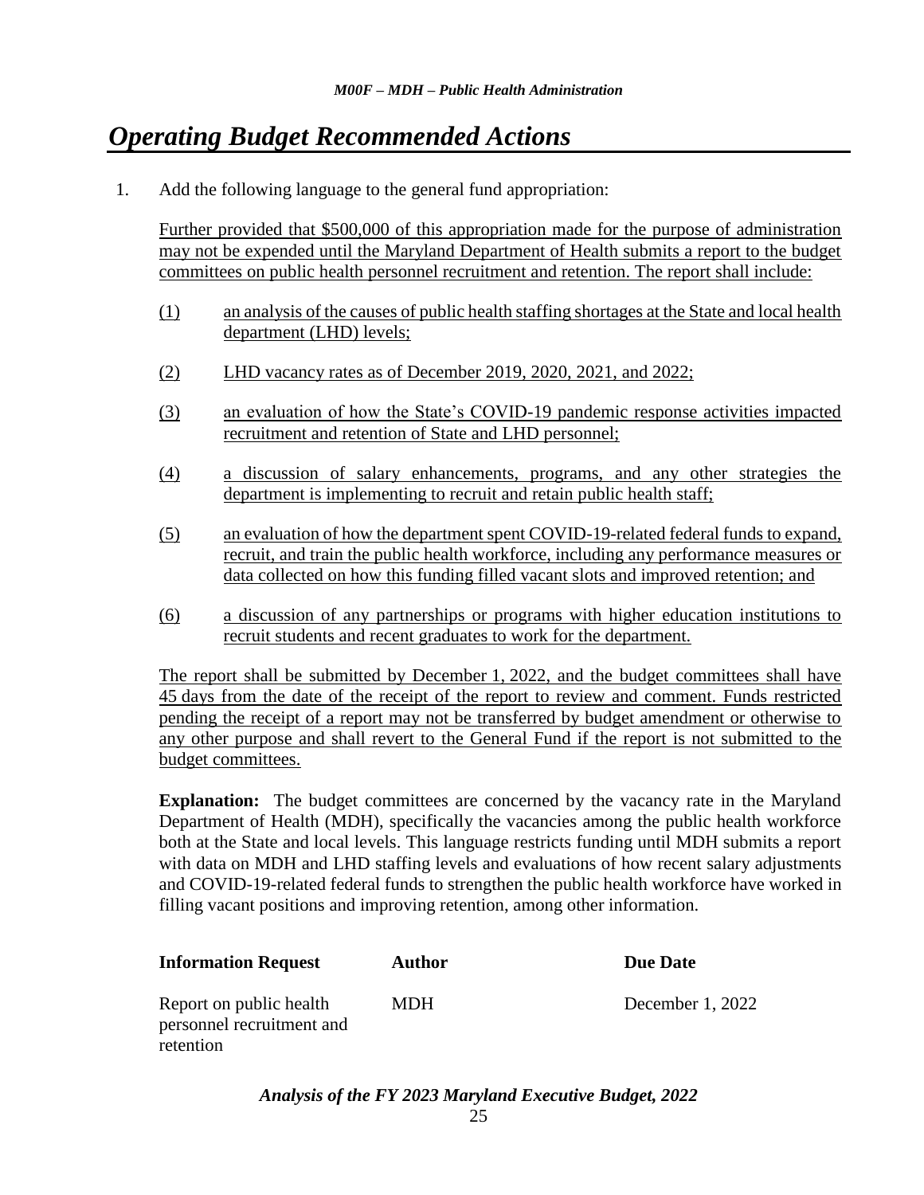# *Operating Budget Recommended Actions*

1. Add the following language to the general fund appropriation:

   Further provided that $500,000 of this appropriation made for the purpose of administration may not be expended until the Maryland Department of Health submits a report to the budget committees on public health personnel recruitment and retention. The report shall include:

   (1) an analysis of the causes of public health staffing shortages at the State and local health department (LHD) levels;

   (2) LHD vacancy rates as of December 2019, 2020, 2021, and 2022;

   (3) an evaluation of how the State's COVID-19 pandemic response activities impacted recruitment and retention of State and LHD personnel;

   (4) a discussion of salary enhancements, programs, and any other strategies the department is implementing to recruit and retain public health staff;

   (5) an evaluation of how the department spent COVID-19-related federal funds to expand, recruit, and train the public health workforce, including any performance measures or data collected on how this funding filled vacant slots and improved retention; and

   (6) a discussion of any partnerships or programs with higher education institutions to recruit students and recent graduates to work for the department.

   The report shall be submitted by December 1, 2022, and the budget committees shall have 45 days from the date of the receipt of the report to review and comment. Funds restricted pending the receipt of a report may not be transferred by budget amendment or otherwise to any other purpose and shall revert to the General Fund if the report is not submitted to the budget committees.

   **Explanation:** The budget committees are concerned by the vacancy rate in the Maryland Department of Health (MDH), specifically the vacancies among the public health workforce both at the State and local levels. This language restricts funding until MDH submits a report with data on MDH and LHD staffing levels and evaluations of how recent salary adjustments and COVID-19-related federal funds to strengthen the public health workforce have worked in filling vacant positions and improving retention, among other information.

| **Information Request** | **Author** | **Due Date** |
|---|---|---|
| Report on public health personnel recruitment and retention | MDH | December 1, 2022 |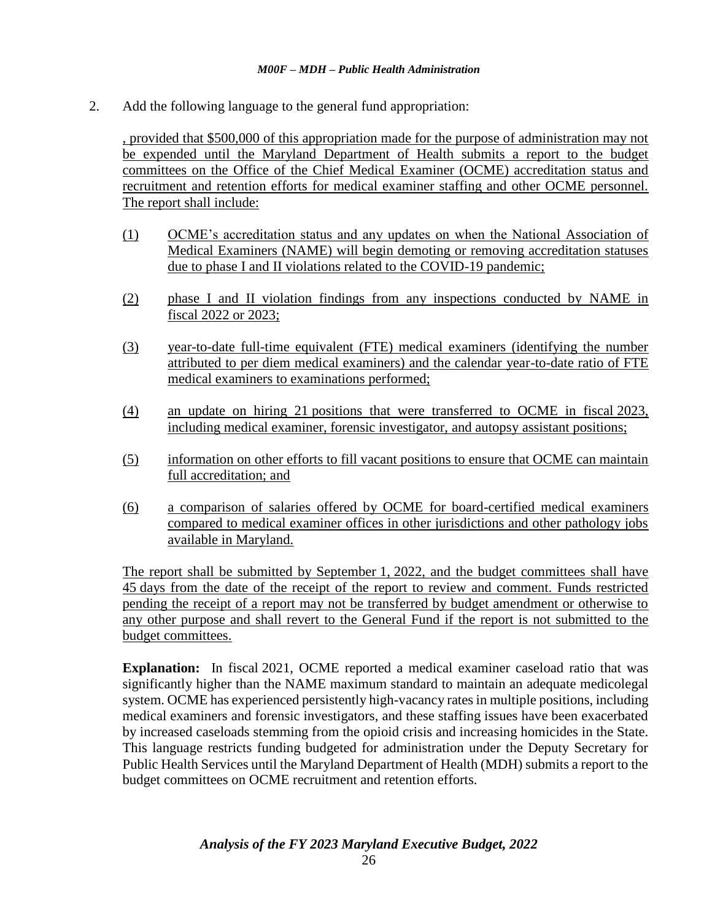2. Add the following language to the general fund appropriation:

, provided that $500,000 of this appropriation made for the purpose of administration may not be expended until the Maryland Department of Health submits a report to the budget committees on the Office of the Chief Medical Examiner (OCME) accreditation status and recruitment and retention efforts for medical examiner staffing and other OCME personnel. The report shall include:

(1) OCME's accreditation status and any updates on when the National Association of Medical Examiners (NAME) will begin demoting or removing accreditation statuses due to phase I and II violations related to the COVID-19 pandemic;

(2) phase I and II violation findings from any inspections conducted by NAME in fiscal 2022 or 2023;

(3) year-to-date full-time equivalent (FTE) medical examiners (identifying the number attributed to per diem medical examiners) and the calendar year-to-date ratio of FTE medical examiners to examinations performed;

(4) an update on hiring 21 positions that were transferred to OCME in fiscal 2023, including medical examiner, forensic investigator, and autopsy assistant positions;

(5) information on other efforts to fill vacant positions to ensure that OCME can maintain full accreditation; and

(6) a comparison of salaries offered by OCME for board-certified medical examiners compared to medical examiner offices in other jurisdictions and other pathology jobs available in Maryland.

The report shall be submitted by September 1, 2022, and the budget committees shall have 45 days from the date of the receipt of the report to review and comment. Funds restricted pending the receipt of a report may not be transferred by budget amendment or otherwise to any other purpose and shall revert to the General Fund if the report is not submitted to the budget committees.

**Explanation:** In fiscal 2021, OCME reported a medical examiner caseload ratio that was significantly higher than the NAME maximum standard to maintain an adequate medicolegal system. OCME has experienced persistently high-vacancy rates in multiple positions, including medical examiners and forensic investigators, and these staffing issues have been exacerbated by increased caseloads stemming from the opioid crisis and increasing homicides in the State. This language restricts funding budgeted for administration under the Deputy Secretary for Public Health Services until the Maryland Department of Health (MDH) submits a report to the budget committees on OCME recruitment and retention efforts.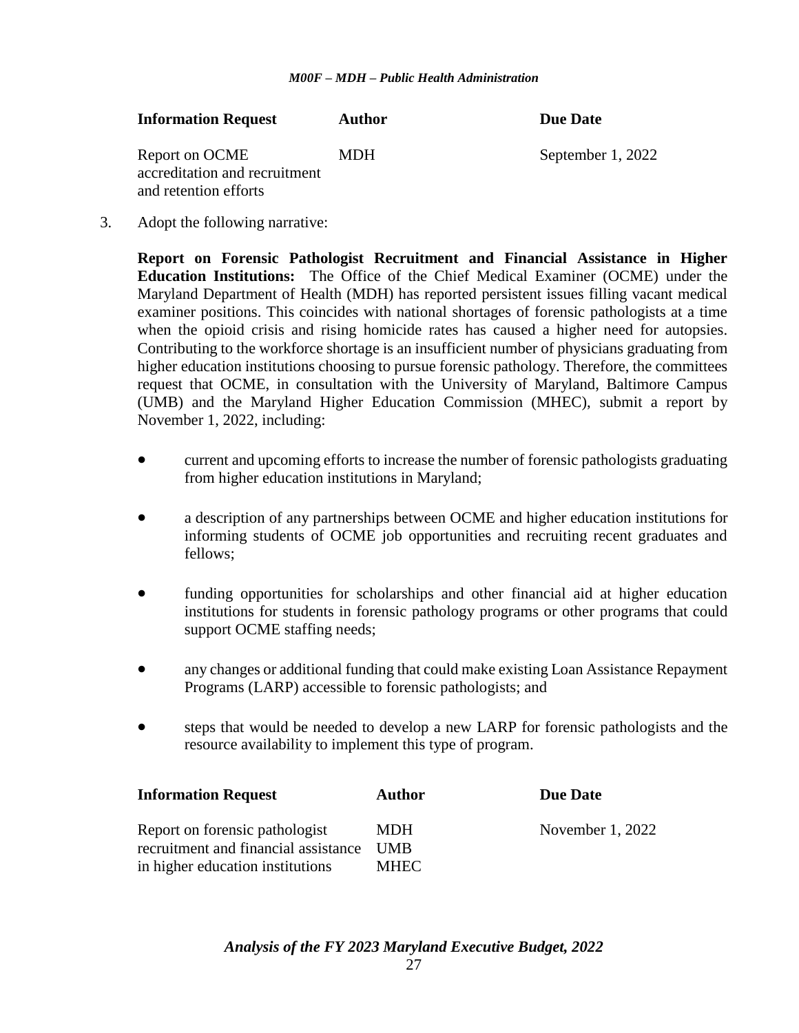| Information Request | Author | Due Date |
| --- | --- | --- |
| Report on OCME accreditation and recruitment and retention efforts | MDH | September 1, 2022 |

3. Adopt the following narrative:

   **Report on Forensic Pathologist Recruitment and Financial Assistance in Higher Education Institutions:** The Office of the Chief Medical Examiner (OCME) under the Maryland Department of Health (MDH) has reported persistent issues filling vacant medical examiner positions. This coincides with national shortages of forensic pathologists at a time when the opioid crisis and rising homicide rates has caused a higher need for autopsies. Contributing to the workforce shortage is an insufficient number of physicians graduating from higher education institutions choosing to pursue forensic pathology. Therefore, the committees request that OCME, in consultation with the University of Maryland, Baltimore Campus (UMB) and the Maryland Higher Education Commission (MHEC), submit a report by November 1, 2022, including:

   - current and upcoming efforts to increase the number of forensic pathologists graduating from higher education institutions in Maryland;
   - a description of any partnerships between OCME and higher education institutions for informing students of OCME job opportunities and recruiting recent graduates and fellows;
   - funding opportunities for scholarships and other financial aid at higher education institutions for students in forensic pathology programs or other programs that could support OCME staffing needs;
   - any changes or additional funding that could make existing Loan Assistance Repayment Programs (LARP) accessible to forensic pathologists; and
   - steps that would be needed to develop a new LARP for forensic pathologists and the resource availability to implement this type of program.

| Information Request | Author | Due Date |
| --- | --- | --- |
| Report on forensic pathologist recruitment and financial assistance in higher education institutions | MDH<br>UMB<br>MHEC | November 1, 2022 |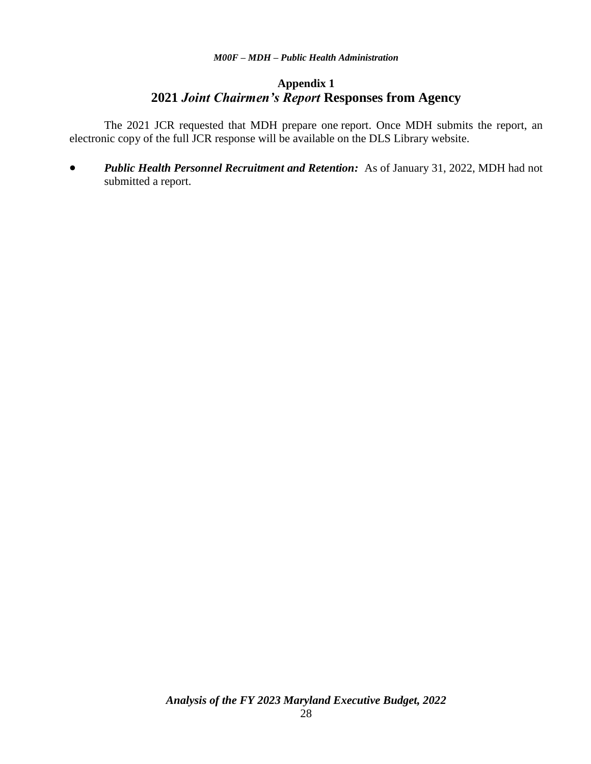## Appendix 1
## 2021 *Joint Chairmen's Report* Responses from Agency

The 2021 JCR requested that MDH prepare one report. Once MDH submits the report, an electronic copy of the full JCR response will be available on the DLS Library website.

- ***Public Health Personnel Recruitment and Retention:*** As of January 31, 2022, MDH had not submitted a report.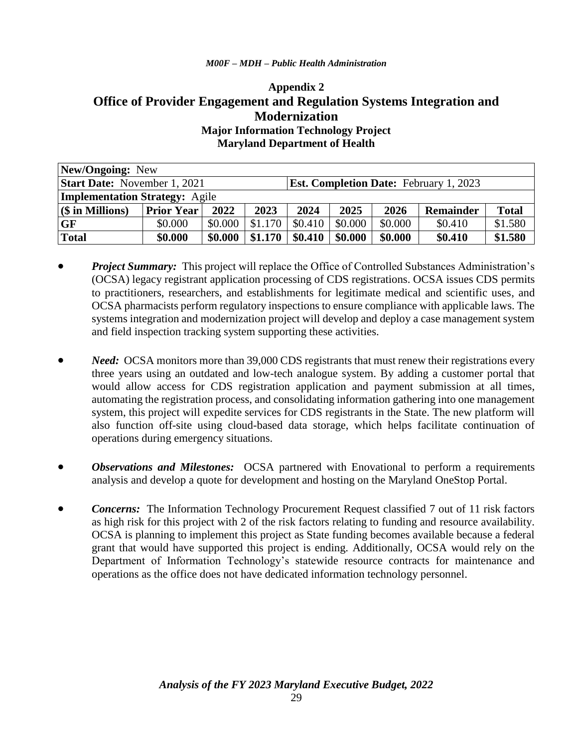## Appendix 2
# Office of Provider Engagement and Regulation Systems Integration and Modernization
### Major Information Technology Project
### Maryland Department of Health

| **New/Ongoing:** New | | | | | | | | |
|---|---|---|---|---|---|---|---|---|
| **Start Date:** November 1, 2021 | | | | **Est. Completion Date:** February 1, 2023 | | | | |
| **Implementation Strategy:** Agile | | | | | | | | |
| **($ in Millions)** | **Prior Year** | **2022** | **2023** | **2024** | **2025** | **2026** | **Remainder** | **Total** |
| **GF** | $0.000 | $0.000 | $1.170 | $0.410 | $0.000 | $0.000 | $0.410 | $1.580 |
| **Total** | **$0.000** | **$0.000** | **$1.170** | **$0.410** | **$0.000** | **$0.000** | **$0.410** | **$1.580** |

- ***Project Summary:*** This project will replace the Office of Controlled Substances Administration's (OCSA) legacy registrant application processing of CDS registrations. OCSA issues CDS permits to practitioners, researchers, and establishments for legitimate medical and scientific uses, and OCSA pharmacists perform regulatory inspections to ensure compliance with applicable laws. The systems integration and modernization project will develop and deploy a case management system and field inspection tracking system supporting these activities.

- ***Need:*** OCSA monitors more than 39,000 CDS registrants that must renew their registrations every three years using an outdated and low-tech analogue system. By adding a customer portal that would allow access for CDS registration application and payment submission at all times, automating the registration process, and consolidating information gathering into one management system, this project will expedite services for CDS registrants in the State. The new platform will also function off-site using cloud-based data storage, which helps facilitate continuation of operations during emergency situations.

- ***Observations and Milestones:*** OCSA partnered with Enovational to perform a requirements analysis and develop a quote for development and hosting on the Maryland OneStop Portal.

- ***Concerns:*** The Information Technology Procurement Request classified 7 out of 11 risk factors as high risk for this project with 2 of the risk factors relating to funding and resource availability. OCSA is planning to implement this project as State funding becomes available because a federal grant that would have supported this project is ending. Additionally, OCSA would rely on the Department of Information Technology's statewide resource contracts for maintenance and operations as the office does not have dedicated information technology personnel.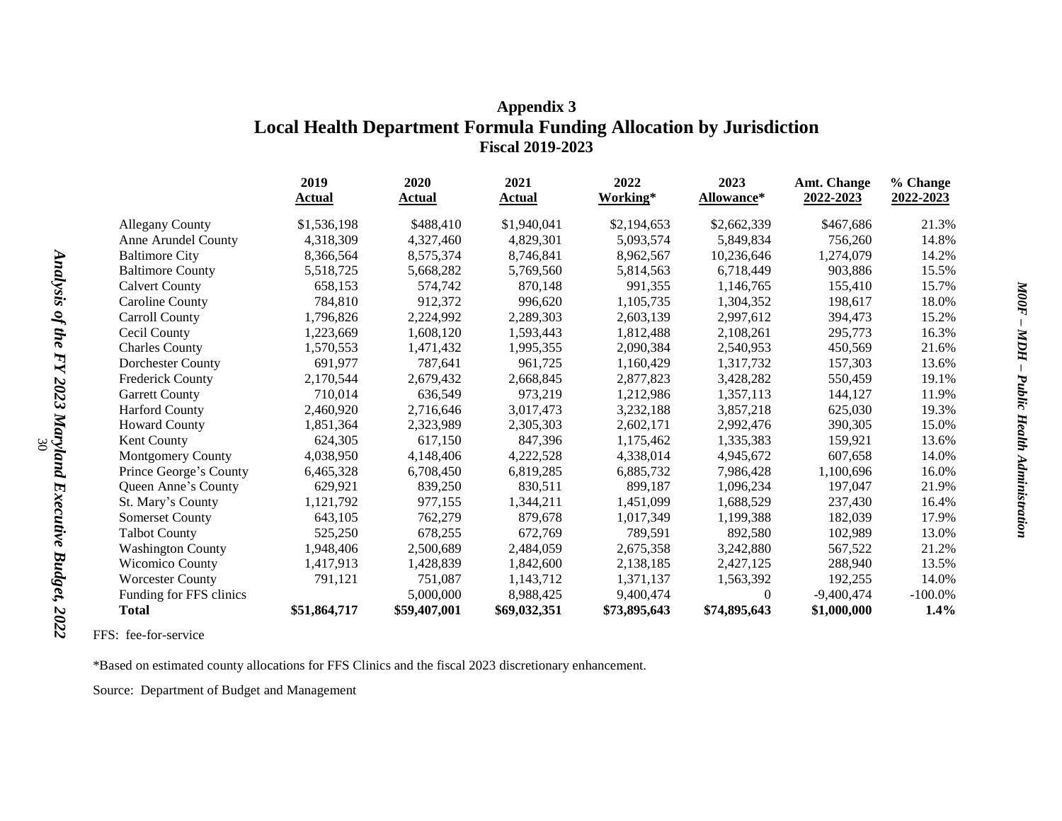# Appendix 3
## Local Health Department Formula Funding Allocation by Jurisdiction
### Fiscal 2019-2023

| | 2019 Actual | 2020 Actual | 2021 Actual | 2022 Working* | 2023 Allowance* | Amt. Change 2022-2023 | % Change 2022-2023 |
|---|---|---|---|---|---|---|---|
| Allegany County | $1,536,198 | $488,410 | $1,940,041 | $2,194,653 | $2,662,339 | $467,686 | 21.3% |
| Anne Arundel County | 4,318,309 | 4,327,460 | 4,829,301 | 5,093,574 | 5,849,834 | 756,260 | 14.8% |
| Baltimore City | 8,366,564 | 8,575,374 | 8,746,841 | 8,962,567 | 10,236,646 | 1,274,079 | 14.2% |
| Baltimore County | 5,518,725 | 5,668,282 | 5,769,560 | 5,814,563 | 6,718,449 | 903,886 | 15.5% |
| Calvert County | 658,153 | 574,742 | 870,148 | 991,355 | 1,146,765 | 155,410 | 15.7% |
| Caroline County | 784,810 | 912,372 | 996,620 | 1,105,735 | 1,304,352 | 198,617 | 18.0% |
| Carroll County | 1,796,826 | 2,224,992 | 2,289,303 | 2,603,139 | 2,997,612 | 394,473 | 15.2% |
| Cecil County | 1,223,669 | 1,608,120 | 1,593,443 | 1,812,488 | 2,108,261 | 295,773 | 16.3% |
| Charles County | 1,570,553 | 1,471,432 | 1,995,355 | 2,090,384 | 2,540,953 | 450,569 | 21.6% |
| Dorchester County | 691,977 | 787,641 | 961,725 | 1,160,429 | 1,317,732 | 157,303 | 13.6% |
| Frederick County | 2,170,544 | 2,679,432 | 2,668,845 | 2,877,823 | 3,428,282 | 550,459 | 19.1% |
| Garrett County | 710,014 | 636,549 | 973,219 | 1,212,986 | 1,357,113 | 144,127 | 11.9% |
| Harford County | 2,460,920 | 2,716,646 | 3,017,473 | 3,232,188 | 3,857,218 | 625,030 | 19.3% |
| Howard County | 1,851,364 | 2,323,989 | 2,305,303 | 2,602,171 | 2,992,476 | 390,305 | 15.0% |
| Kent County | 624,305 | 617,150 | 847,396 | 1,175,462 | 1,335,383 | 159,921 | 13.6% |
| Montgomery County | 4,038,950 | 4,148,406 | 4,222,528 | 4,338,014 | 4,945,672 | 607,658 | 14.0% |
| Prince George's County | 6,465,328 | 6,708,450 | 6,819,285 | 6,885,732 | 7,986,428 | 1,100,696 | 16.0% |
| Queen Anne's County | 629,921 | 839,250 | 830,511 | 899,187 | 1,096,234 | 197,047 | 21.9% |
| St. Mary's County | 1,121,792 | 977,155 | 1,344,211 | 1,451,099 | 1,688,529 | 237,430 | 16.4% |
| Somerset County | 643,105 | 762,279 | 879,678 | 1,017,349 | 1,199,388 | 182,039 | 17.9% |
| Talbot County | 525,250 | 678,255 | 672,769 | 789,591 | 892,580 | 102,989 | 13.0% |
| Washington County | 1,948,406 | 2,500,689 | 2,484,059 | 2,675,358 | 3,242,880 | 567,522 | 21.2% |
| Wicomico County | 1,417,913 | 1,428,839 | 1,842,600 | 2,138,185 | 2,427,125 | 288,940 | 13.5% |
| Worcester County | 791,121 | 751,087 | 1,143,712 | 1,371,137 | 1,563,392 | 192,255 | 14.0% |
| Funding for FFS clinics | | 5,000,000 | 8,988,425 | 9,400,474 | 0 | -9,400,474 | -100.0% |
| **Total** | **$51,864,717** | **$59,407,001** | **$69,032,351** | **$73,895,643** | **$74,895,643** | **$1,000,000** | **1.4%** |

FFS: fee-for-service

*Based on estimated county allocations for FFS Clinics and the fiscal 2023 discretionary enhancement.

Source: Department of Budget and Management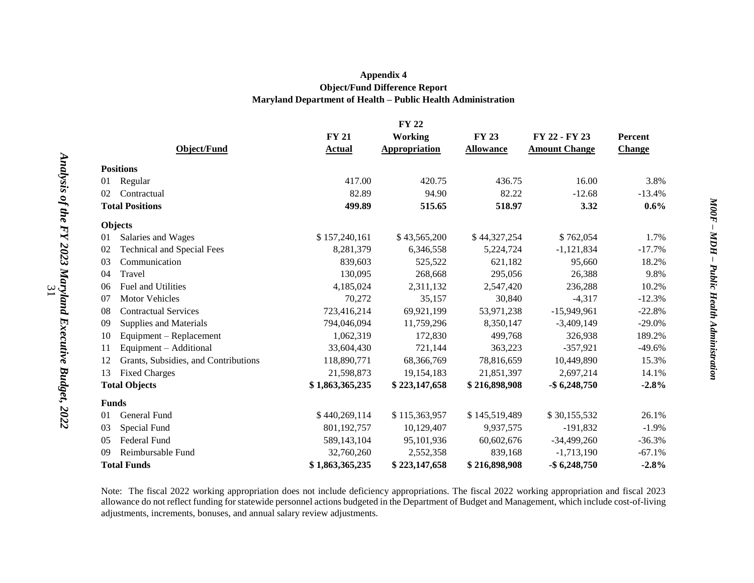**Appendix 4**
**Object/Fund Difference Report**
**Maryland Department of Health – Public Health Administration**

| Object/Fund | FY 21 Actual | FY 22 Working Appropriation | FY 23 Allowance | FY 22 - FY 23 Amount Change | Percent Change |
|---|---|---|---|---|---|
| **Positions** | | | | | |
| 01 Regular | 417.00 | 420.75 | 436.75 | 16.00 | 3.8% |
| 02 Contractual | 82.89 | 94.90 | 82.22 | -12.68 | -13.4% |
| **Total Positions** | **499.89** | **515.65** | **518.97** | **3.32** | **0.6%** |
| **Objects** | | | | | |
| 01 Salaries and Wages | $ 157,240,161 | $ 43,565,200 | $ 44,327,254 | $ 762,054 | 1.7% |
| 02 Technical and Special Fees | 8,281,379 | 6,346,558 | 5,224,724 | -1,121,834 | -17.7% |
| 03 Communication | 839,603 | 525,522 | 621,182 | 95,660 | 18.2% |
| 04 Travel | 130,095 | 268,668 | 295,056 | 26,388 | 9.8% |
| 06 Fuel and Utilities | 4,185,024 | 2,311,132 | 2,547,420 | 236,288 | 10.2% |
| 07 Motor Vehicles | 70,272 | 35,157 | 30,840 | -4,317 | -12.3% |
| 08 Contractual Services | 723,416,214 | 69,921,199 | 53,971,238 | -15,949,961 | -22.8% |
| 09 Supplies and Materials | 794,046,094 | 11,759,296 | 8,350,147 | -3,409,149 | -29.0% |
| 10 Equipment – Replacement | 1,062,319 | 172,830 | 499,768 | 326,938 | 189.2% |
| 11 Equipment – Additional | 33,604,430 | 721,144 | 363,223 | -357,921 | -49.6% |
| 12 Grants, Subsidies, and Contributions | 118,890,771 | 68,366,769 | 78,816,659 | 10,449,890 | 15.3% |
| 13 Fixed Charges | 21,598,873 | 19,154,183 | 21,851,397 | 2,697,214 | 14.1% |
| **Total Objects** | **$ 1,863,365,235** | **$ 223,147,658** | **$ 216,898,908** | **-$ 6,248,750** | **-2.8%** |
| **Funds** | | | | | |
| 01 General Fund | $ 440,269,114 | $ 115,363,957 | $ 145,519,489 | $ 30,155,532 | 26.1% |
| 03 Special Fund | 801,192,757 | 10,129,407 | 9,937,575 | -191,832 | -1.9% |
| 05 Federal Fund | 589,143,104 | 95,101,936 | 60,602,676 | -34,499,260 | -36.3% |
| 09 Reimbursable Fund | 32,760,260 | 2,552,358 | 839,168 | -1,713,190 | -67.1% |
| **Total Funds** | **$ 1,863,365,235** | **$ 223,147,658** | **$ 216,898,908** | **-$ 6,248,750** | **-2.8%** |

Note: The fiscal 2022 working appropriation does not include deficiency appropriations. The fiscal 2022 working appropriation and fiscal 2023 allowance do not reflect funding for statewide personnel actions budgeted in the Department of Budget and Management, which include cost-of-living adjustments, increments, bonuses, and annual salary review adjustments.